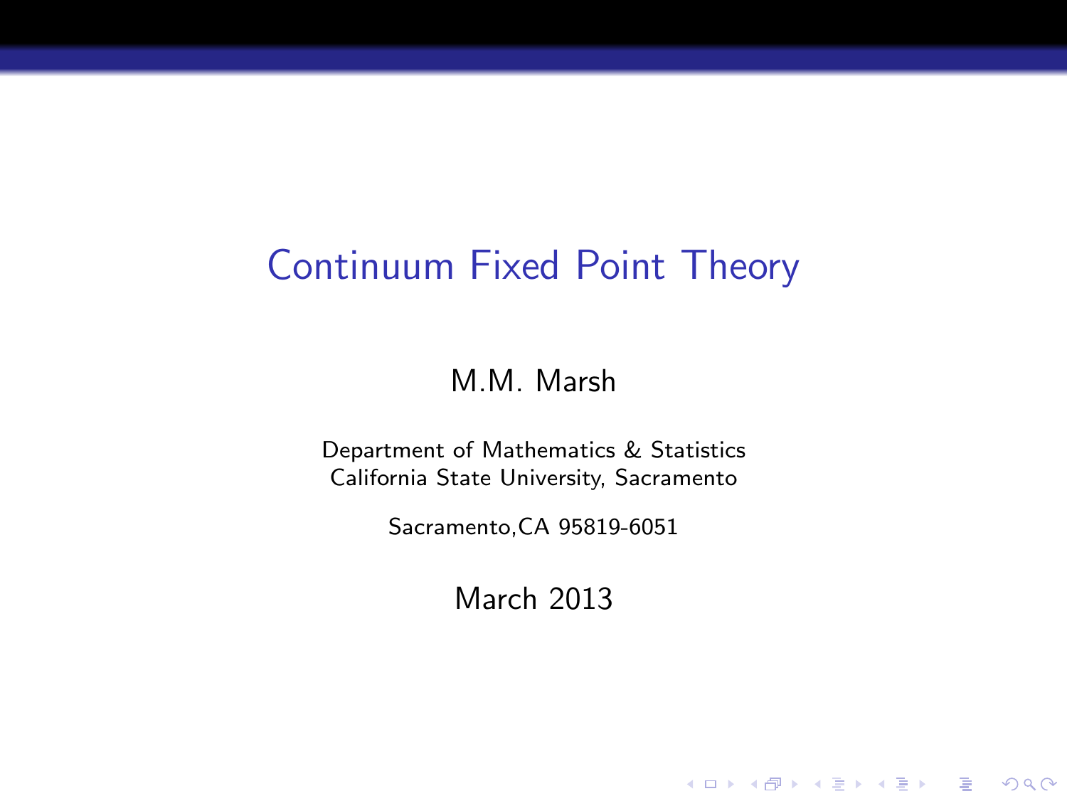# Continuum Fixed Point Theory

M.M. Marsh

Department of Mathematics & Statistics
California State University, Sacramento

Sacramento,CA 95819-6051

March 2013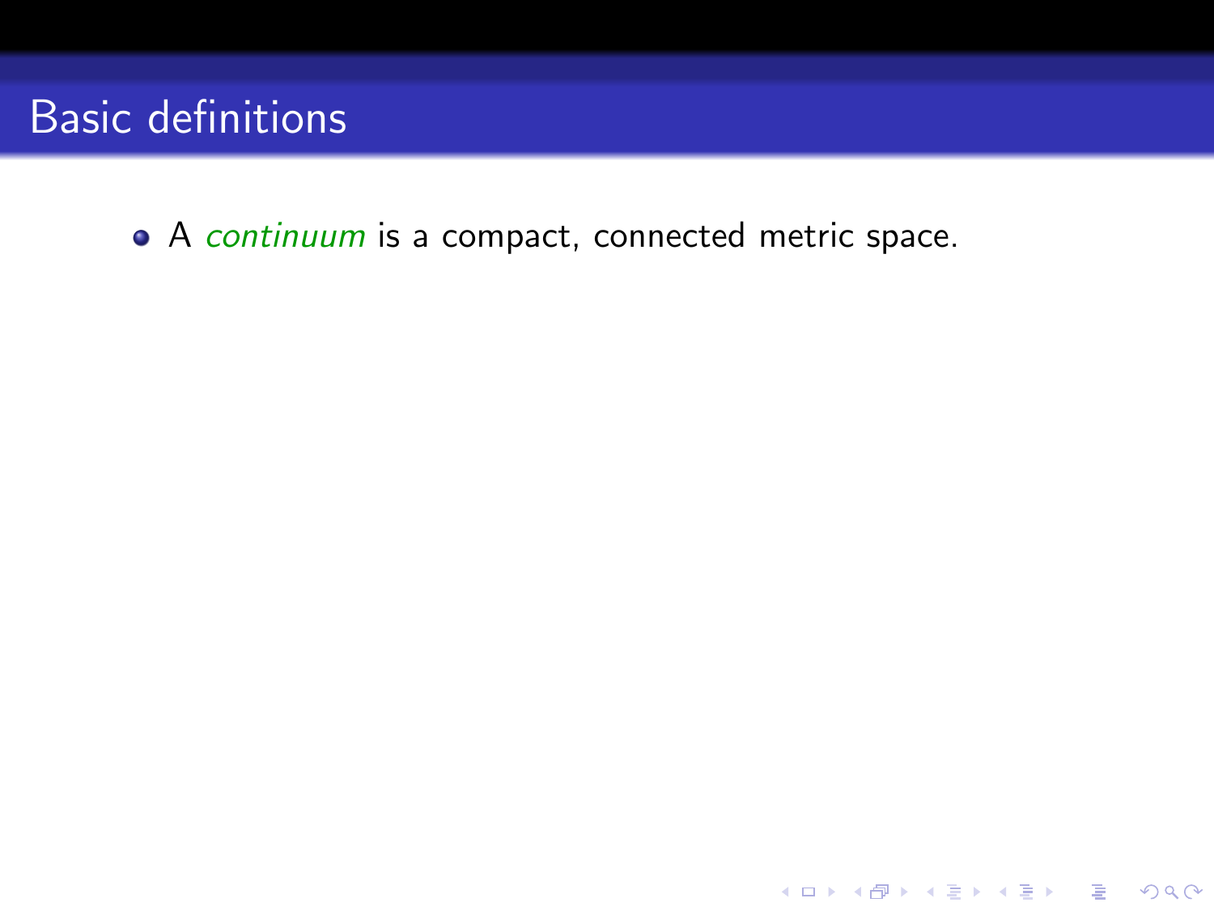# Basic definitions

- A *continuum* is a compact, connected metric space.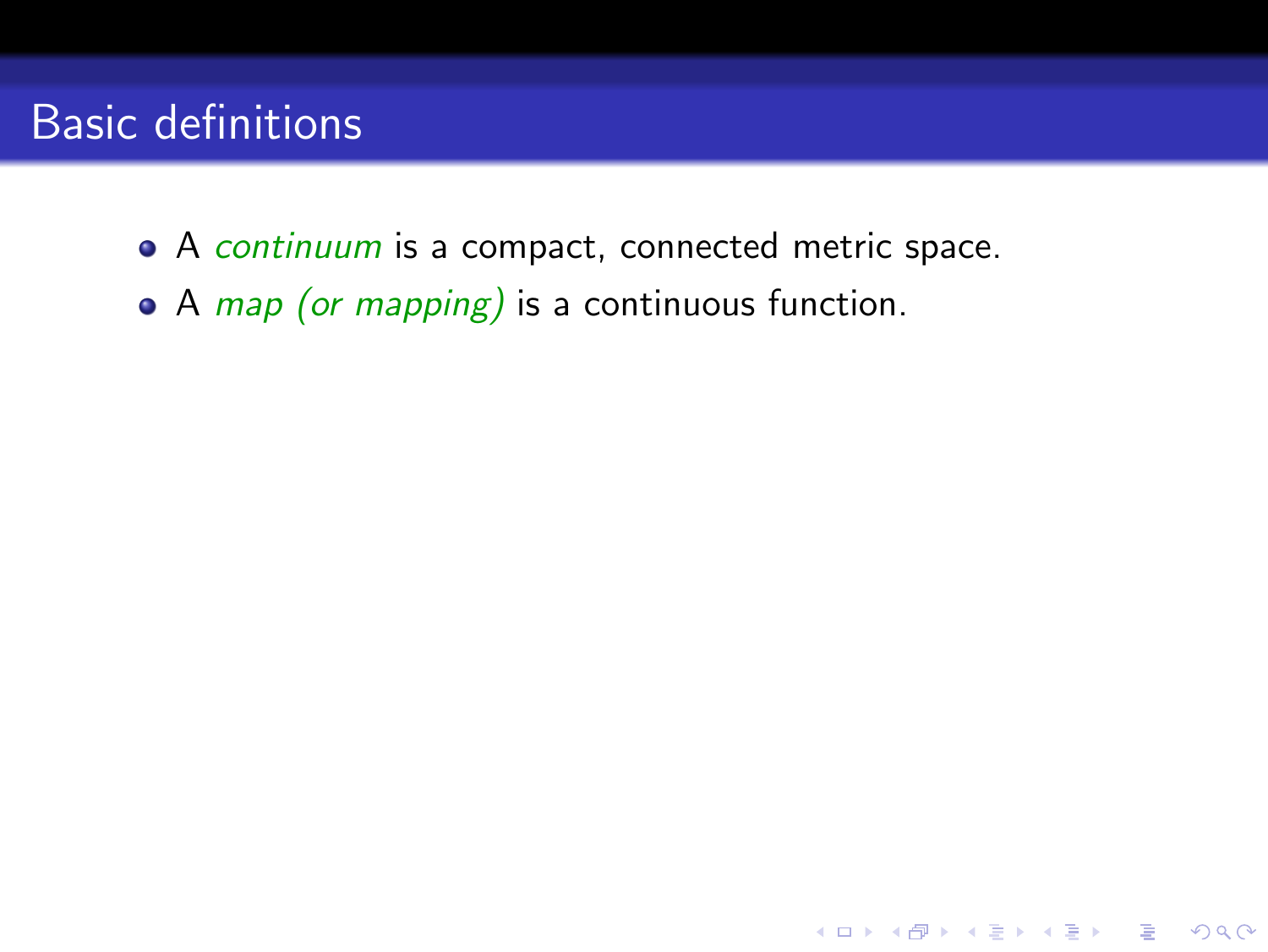## Basic definitions

- A *continuum* is a compact, connected metric space.
- A *map (or mapping)* is a continuous function.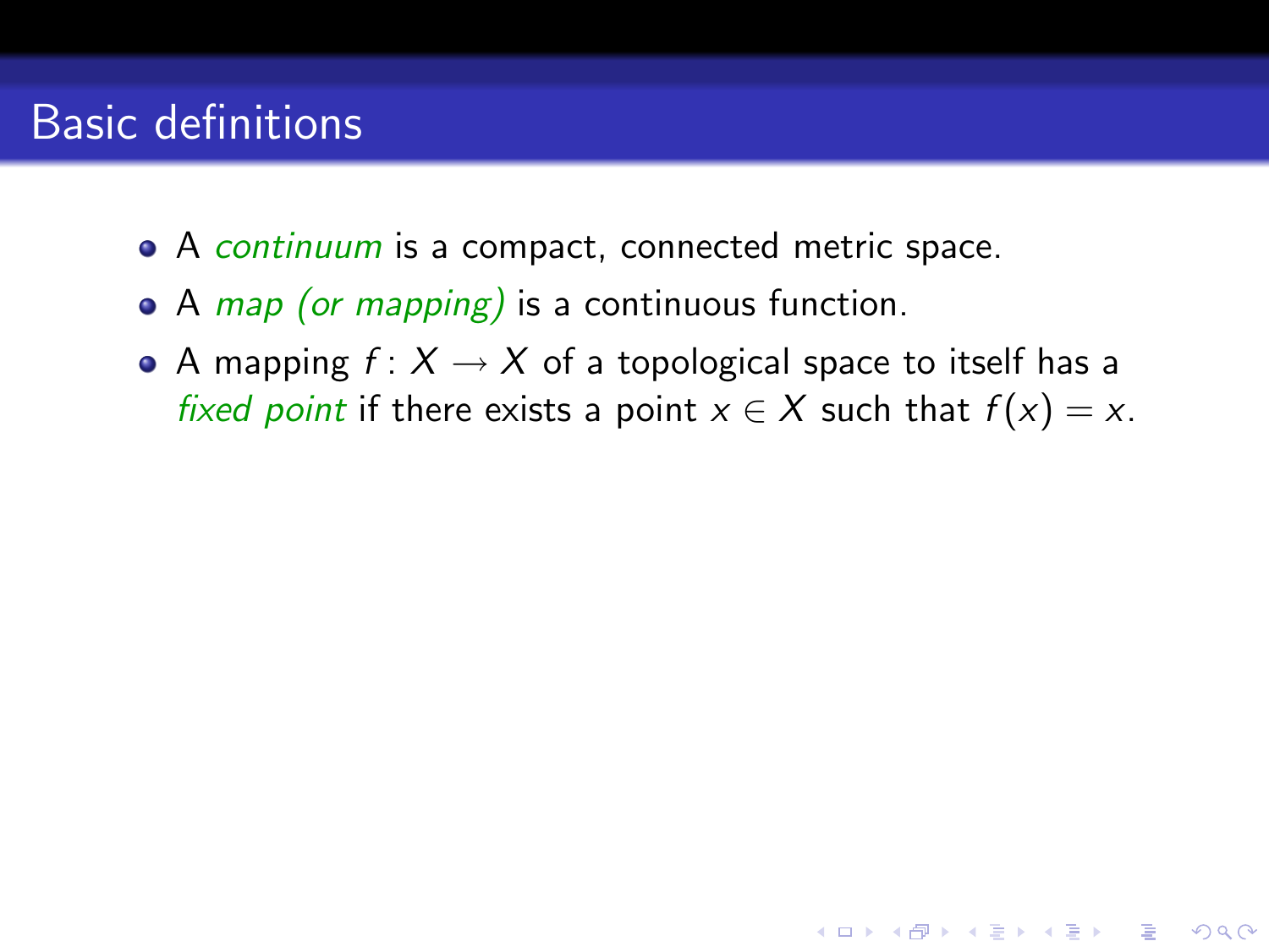## Basic definitions

- A *continuum* is a compact, connected metric space.
- A *map (or mapping)* is a continuous function.
- A mapping $f : X \to X$ of a topological space to itself has a *fixed point* if there exists a point $x \in X$ such that $f(x) = x$.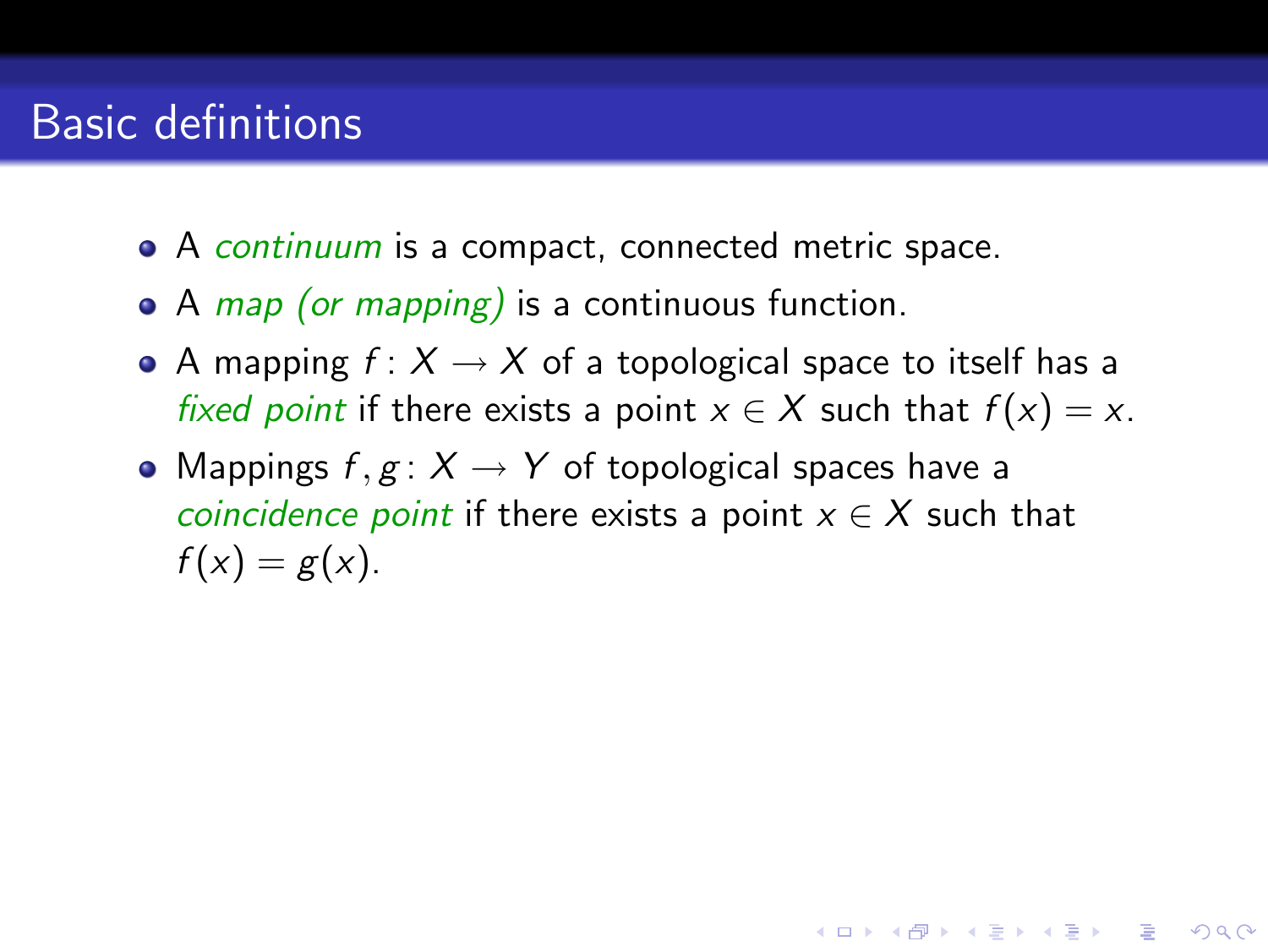# Basic definitions

- A *continuum* is a compact, connected metric space.
- A *map (or mapping)* is a continuous function.
- A mapping $f \colon X \to X$ of a topological space to itself has a *fixed point* if there exists a point $x \in X$ such that $f(x) = x$.
- Mappings $f, g \colon X \to Y$ of topological spaces have a *coincidence point* if there exists a point $x \in X$ such that $f(x) = g(x)$.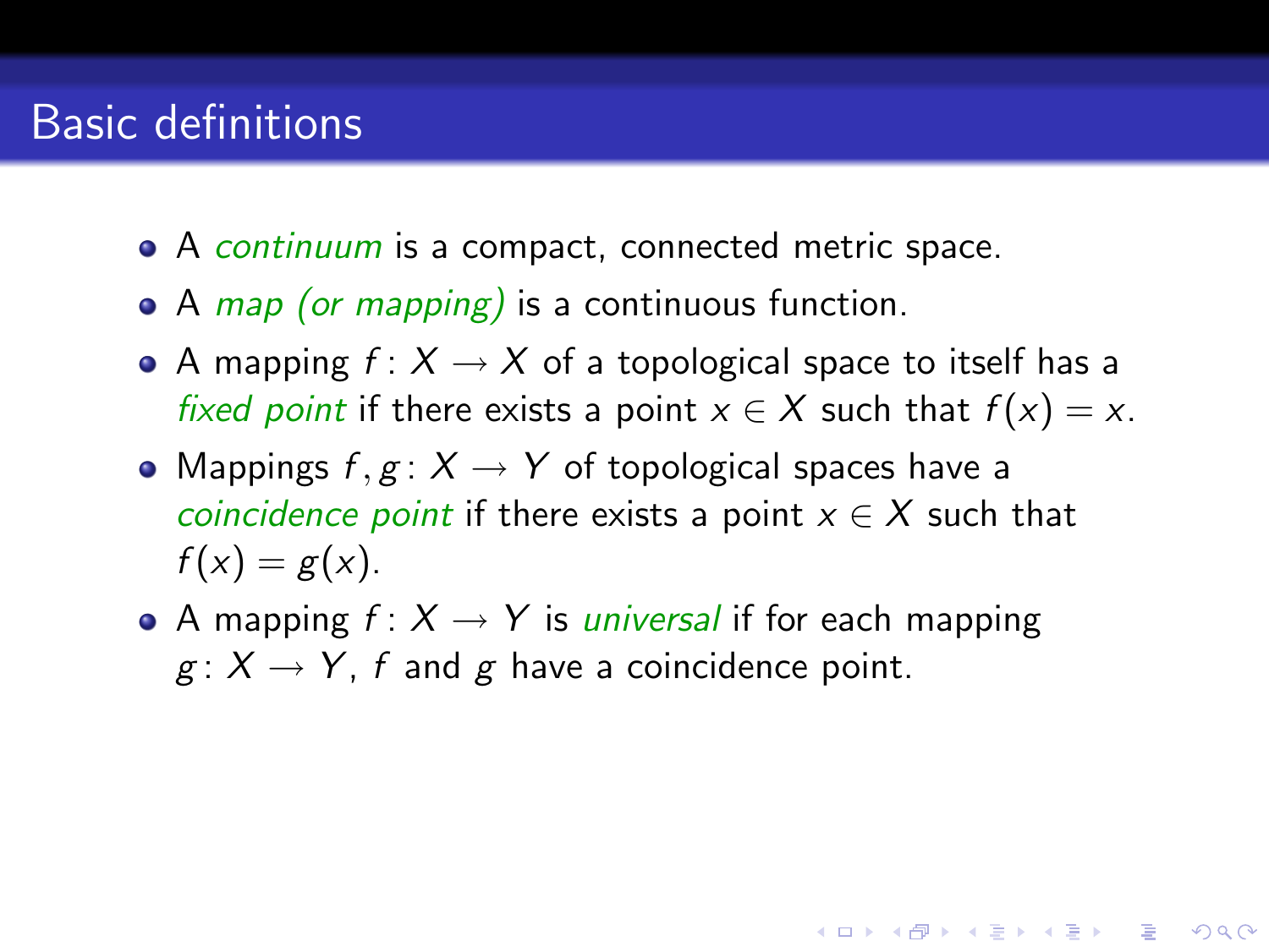# Basic definitions

- A *continuum* is a compact, connected metric space.
- A *map (or mapping)* is a continuous function.
- A mapping $f\colon X \to X$ of a topological space to itself has a *fixed point* if there exists a point $x \in X$ such that $f(x) = x$.
- Mappings $f, g\colon X \to Y$ of topological spaces have a *coincidence point* if there exists a point $x \in X$ such that $f(x) = g(x)$.
- A mapping $f\colon X \to Y$ is *universal* if for each mapping $g\colon X \to Y$, $f$ and $g$ have a coincidence point.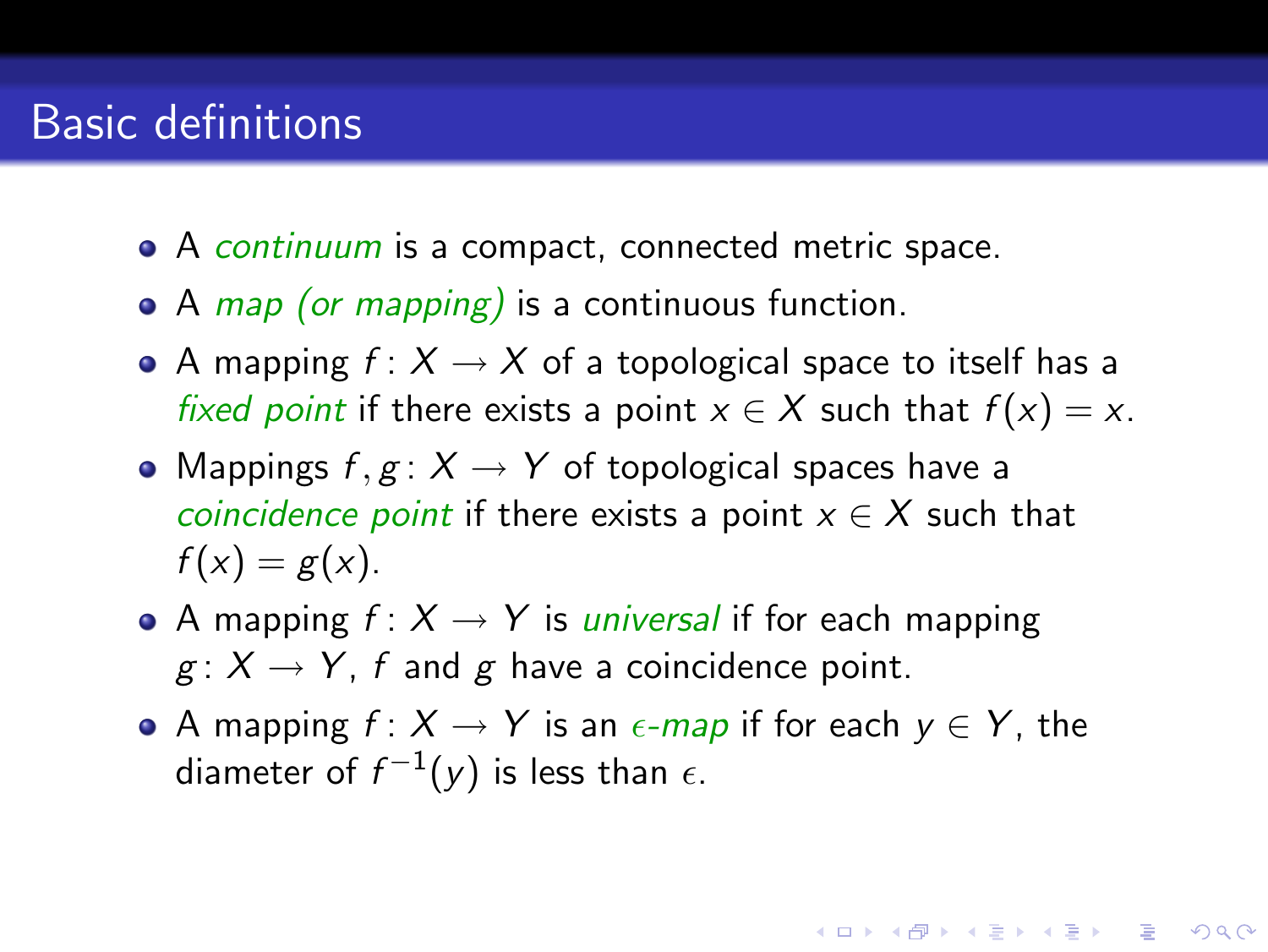# Basic definitions

- A *continuum* is a compact, connected metric space.
- A *map (or mapping)* is a continuous function.
- A mapping $f\colon X \to X$ of a topological space to itself has a *fixed point* if there exists a point $x \in X$ such that $f(x) = x$.
- Mappings $f, g\colon X \to Y$ of topological spaces have a *coincidence point* if there exists a point $x \in X$ such that $f(x) = g(x)$.
- A mapping $f\colon X \to Y$ is *universal* if for each mapping $g\colon X \to Y$, $f$ and $g$ have a coincidence point.
- A mapping $f\colon X \to Y$ is an *$\epsilon$-map* if for each $y \in Y$, the diameter of $f^{-1}(y)$ is less than $\epsilon$.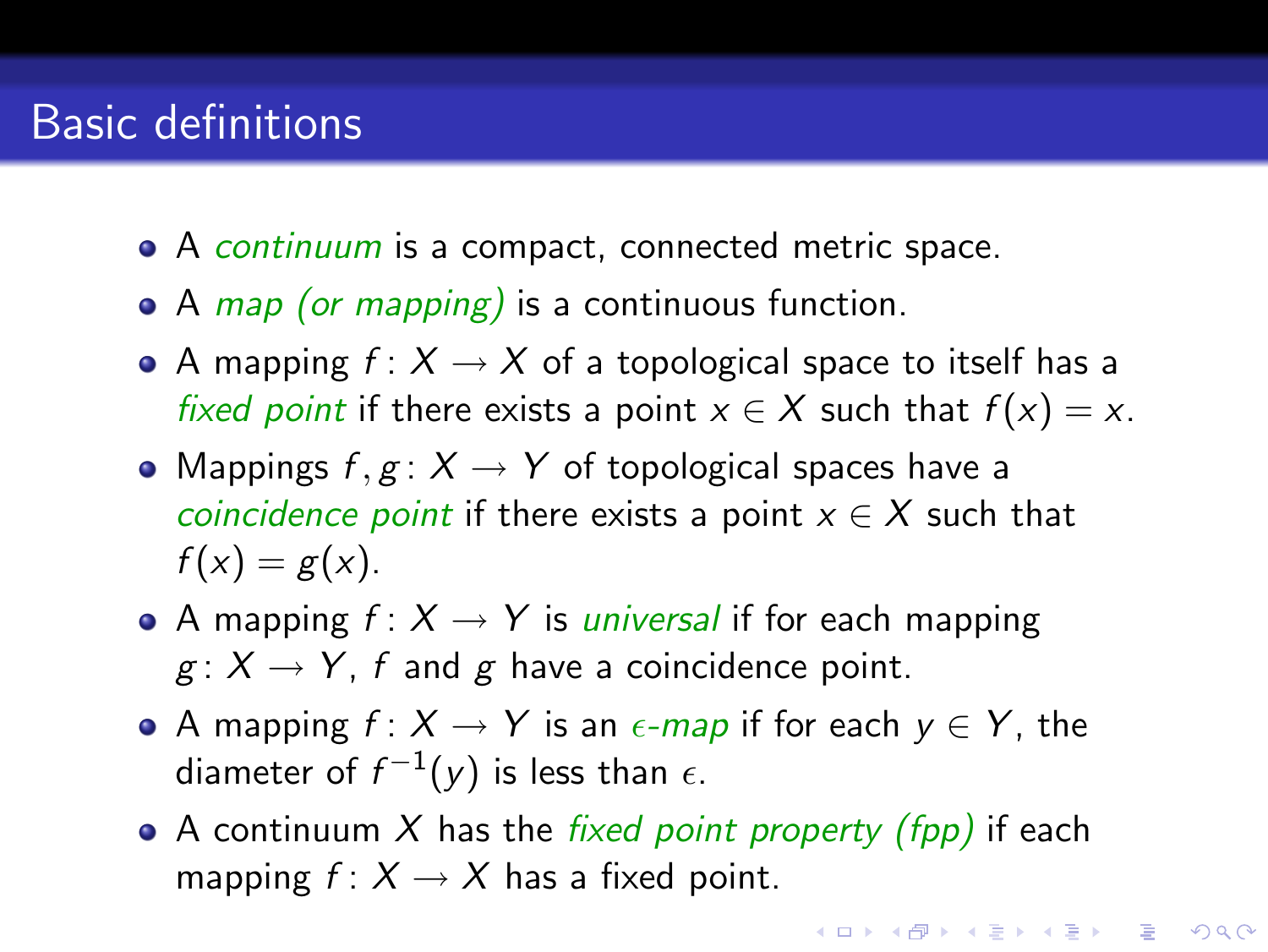# Basic definitions

- A *continuum* is a compact, connected metric space.
- A *map (or mapping)* is a continuous function.
- A mapping $f\colon X \to X$ of a topological space to itself has a *fixed point* if there exists a point $x \in X$ such that $f(x) = x$.
- Mappings $f, g\colon X \to Y$ of topological spaces have a *coincidence point* if there exists a point $x \in X$ such that $f(x) = g(x)$.
- A mapping $f\colon X \to Y$ is *universal* if for each mapping $g\colon X \to Y$, $f$ and $g$ have a coincidence point.
- A mapping $f\colon X \to Y$ is an *$\epsilon$-map* if for each $y \in Y$, the diameter of $f^{-1}(y)$ is less than $\epsilon$.
- A continuum $X$ has the *fixed point property (fpp)* if each mapping $f\colon X \to X$ has a fixed point.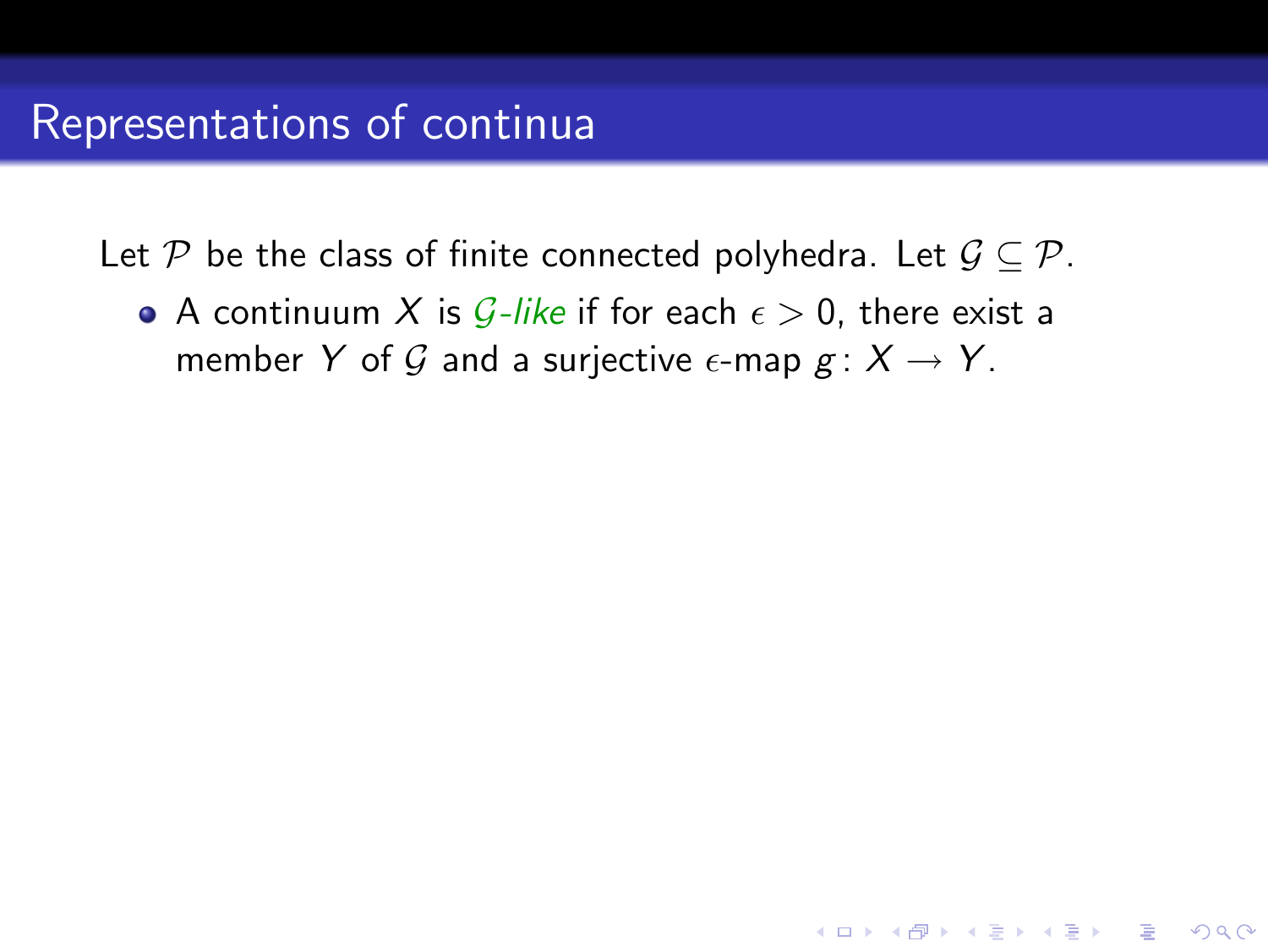# Representations of continua

Let $\mathcal{P}$ be the class of finite connected polyhedra. Let $\mathcal{G} \subseteq \mathcal{P}$.

- A continuum $X$ is *$\mathcal{G}$-like* if for each $\epsilon > 0$, there exist a member $Y$ of $\mathcal{G}$ and a surjective $\epsilon$-map $g \colon X \to Y$.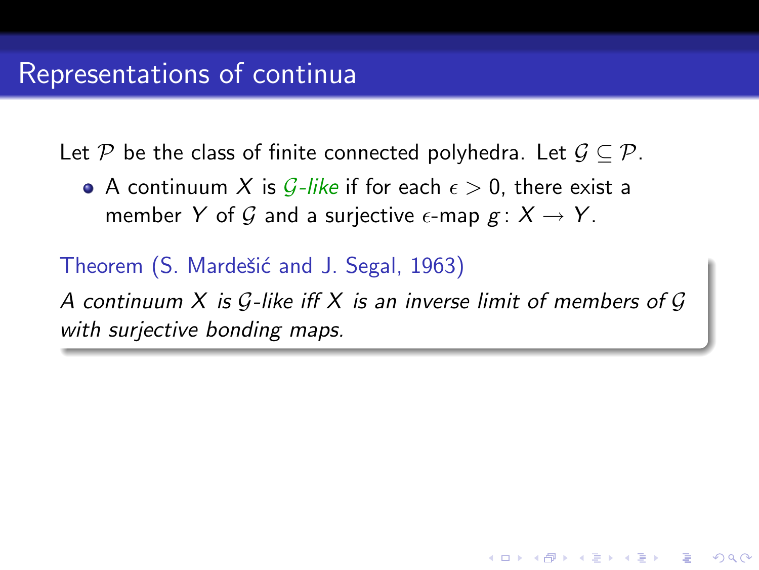# Representations of continua

Let $\mathcal{P}$ be the class of finite connected polyhedra. Let $\mathcal{G} \subseteq \mathcal{P}$.

- A continuum $X$ is *$\mathcal{G}$-like* if for each $\epsilon > 0$, there exist a member $Y$ of $\mathcal{G}$ and a surjective $\epsilon$-map $g\colon X \to Y$.

**Theorem (S. Mardešić and J. Segal, 1963)**

*A continuum $X$ is $\mathcal{G}$-like iff $X$ is an inverse limit of members of $\mathcal{G}$ with surjective bonding maps.*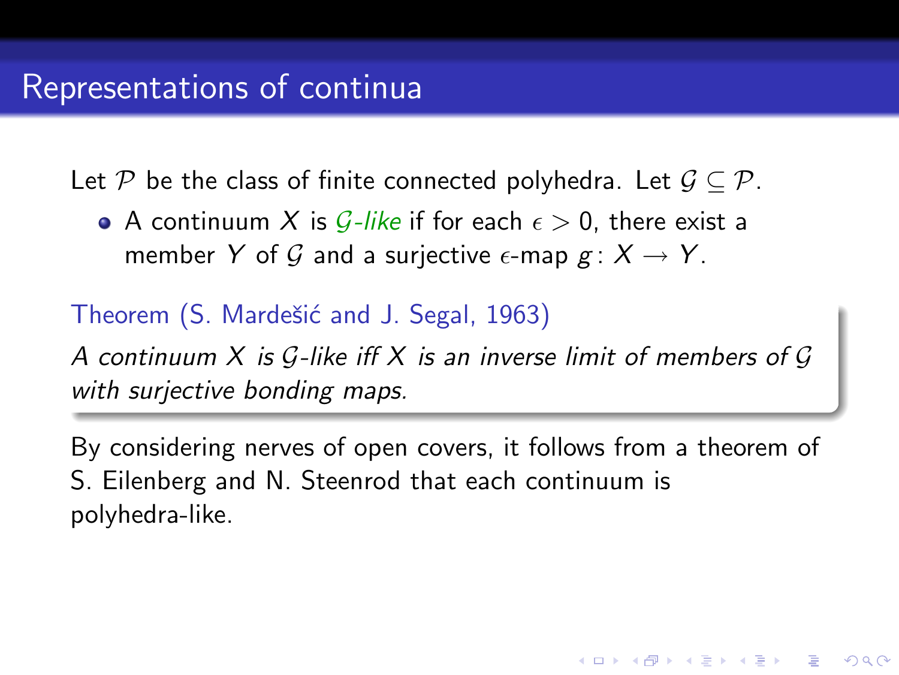# Representations of continua

Let $\mathcal{P}$ be the class of finite connected polyhedra. Let $\mathcal{G} \subseteq \mathcal{P}$.

- A continuum $X$ is *$\mathcal{G}$-like* if for each $\epsilon > 0$, there exist a member $Y$ of $\mathcal{G}$ and a surjective $\epsilon$-map $g \colon X \to Y$.

**Theorem (S. Mardešić and J. Segal, 1963)**

*A continuum $X$ is $\mathcal{G}$-like iff $X$ is an inverse limit of members of $\mathcal{G}$ with surjective bonding maps.*

By considering nerves of open covers, it follows from a theorem of S. Eilenberg and N. Steenrod that each continuum is polyhedra-like.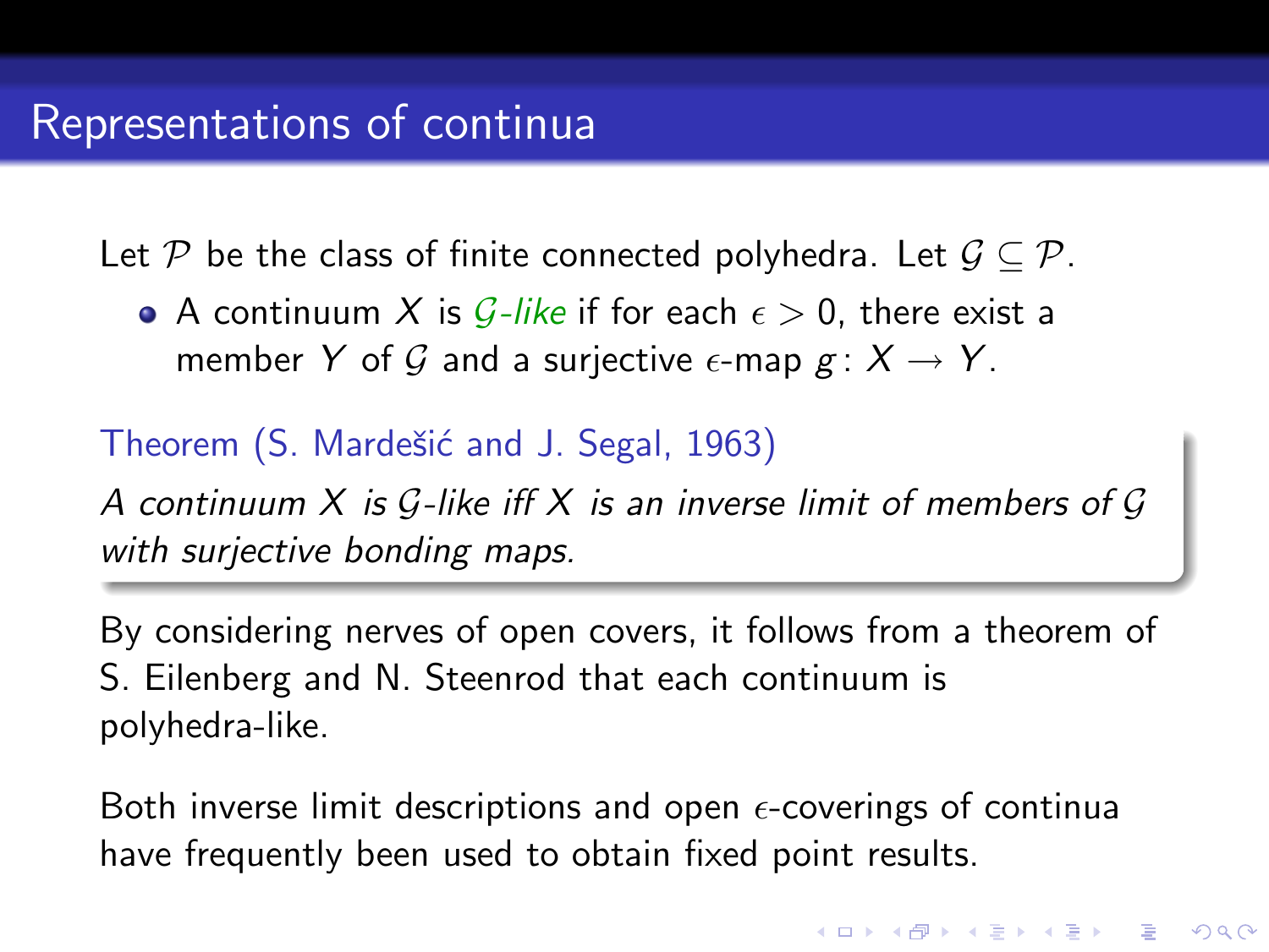# Representations of continua

Let $\mathcal{P}$ be the class of finite connected polyhedra. Let $\mathcal{G} \subseteq \mathcal{P}$.

- A continuum $X$ is *$\mathcal{G}$-like* if for each $\epsilon > 0$, there exist a member $Y$ of $\mathcal{G}$ and a surjective $\epsilon$-map $g \colon X \to Y$.

**Theorem (S. Mardešić and J. Segal, 1963)**

*A continuum $X$ is $\mathcal{G}$-like iff $X$ is an inverse limit of members of $\mathcal{G}$ with surjective bonding maps.*

By considering nerves of open covers, it follows from a theorem of S. Eilenberg and N. Steenrod that each continuum is polyhedra-like.

Both inverse limit descriptions and open $\epsilon$-coverings of continua have frequently been used to obtain fixed point results.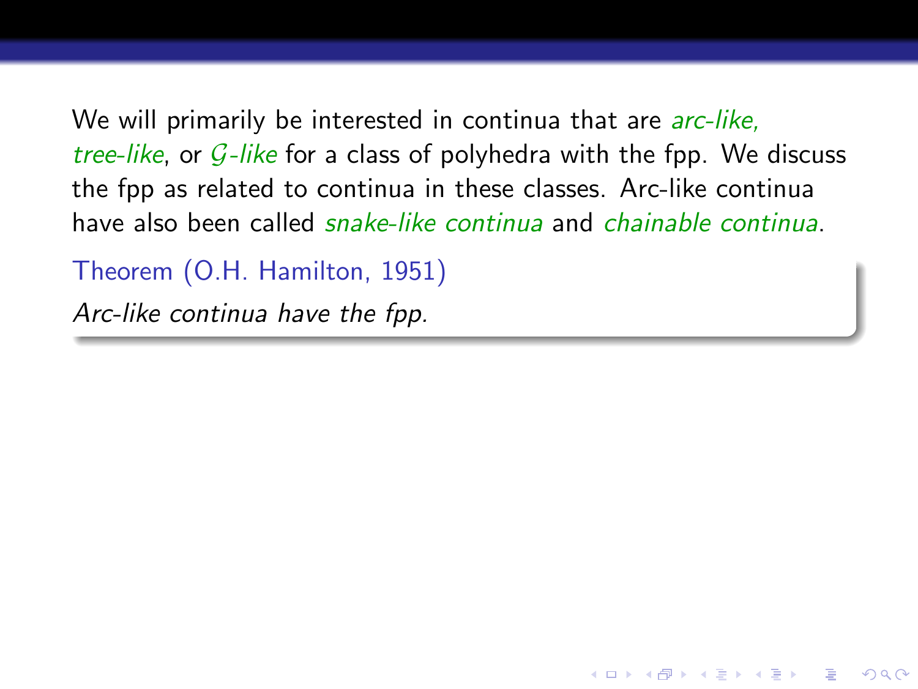We will primarily be interested in continua that are *arc-like, tree-like*, or *$\mathcal{G}$-like* for a class of polyhedra with the fpp. We discuss the fpp as related to continua in these classes. Arc-like continua have also been called *snake-like continua* and *chainable continua*.

**Theorem (O.H. Hamilton, 1951)**

*Arc-like continua have the fpp.*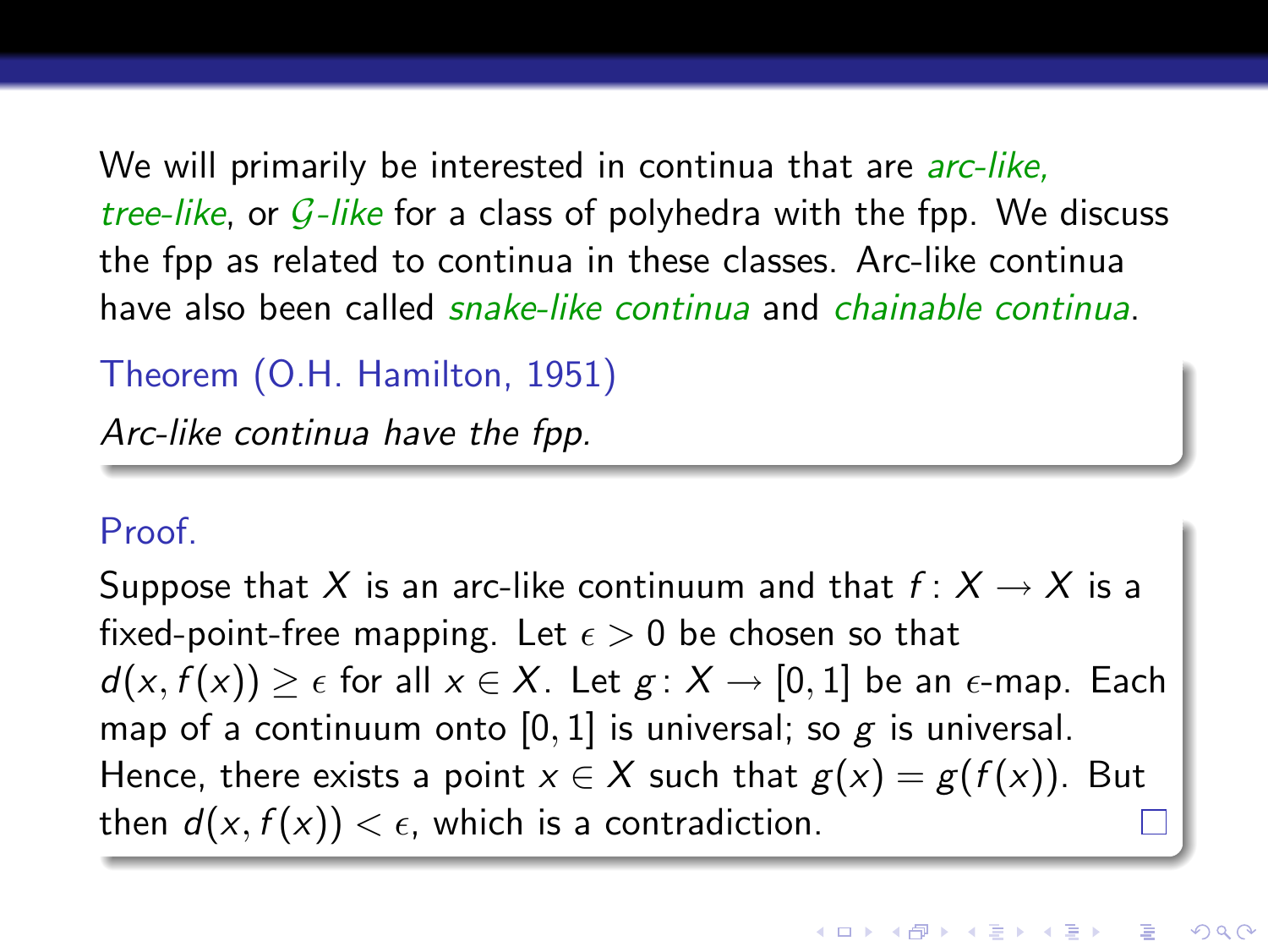We will primarily be interested in continua that are *arc-like*, *tree-like*, or *$\mathcal{G}$-like* for a class of polyhedra with the fpp. We discuss the fpp as related to continua in these classes. Arc-like continua have also been called *snake-like continua* and *chainable continua*.

**Theorem (O.H. Hamilton, 1951)**

*Arc-like continua have the fpp.*

**Proof.**

Suppose that $X$ is an arc-like continuum and that $f\colon X \to X$ is a fixed-point-free mapping. Let $\epsilon > 0$ be chosen so that $d(x, f(x)) \geq \epsilon$ for all $x \in X$. Let $g\colon X \to [0,1]$ be an $\epsilon$-map. Each map of a continuum onto $[0,1]$ is universal; so $g$ is universal. Hence, there exists a point $x \in X$ such that $g(x) = g(f(x))$. But then $d(x, f(x)) < \epsilon$, which is a contradiction. □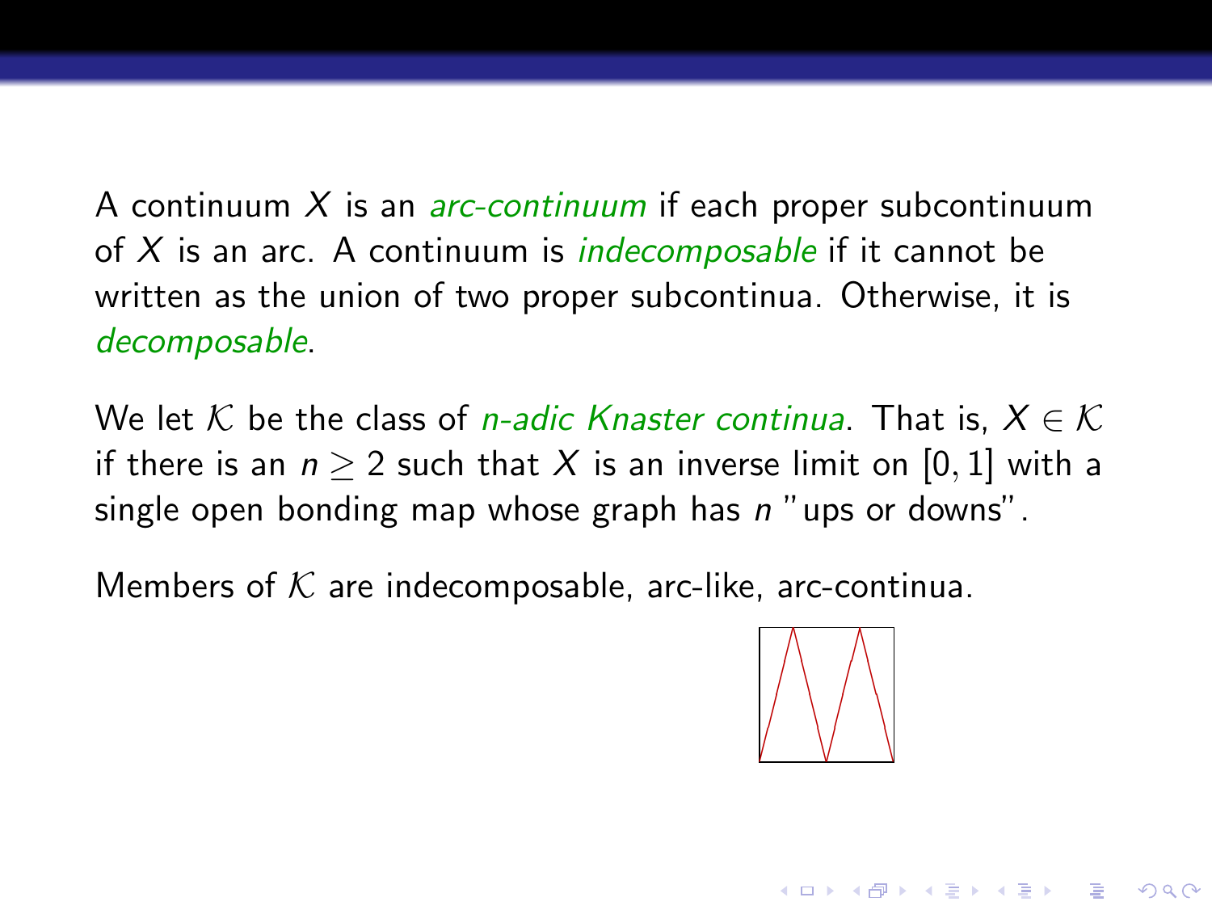A continuum $X$ is an *arc-continuum* if each proper subcontinuum of $X$ is an arc. A continuum is *indecomposable* if it cannot be written as the union of two proper subcontinua. Otherwise, it is *decomposable*.

We let $\mathcal{K}$ be the class of *n-adic Knaster continua*. That is, $X \in \mathcal{K}$ if there is an $n \geq 2$ such that $X$ is an inverse limit on $[0, 1]$ with a single open bonding map whose graph has $n$ "ups or downs".

Members of $\mathcal{K}$ are indecomposable, arc-like, arc-continua.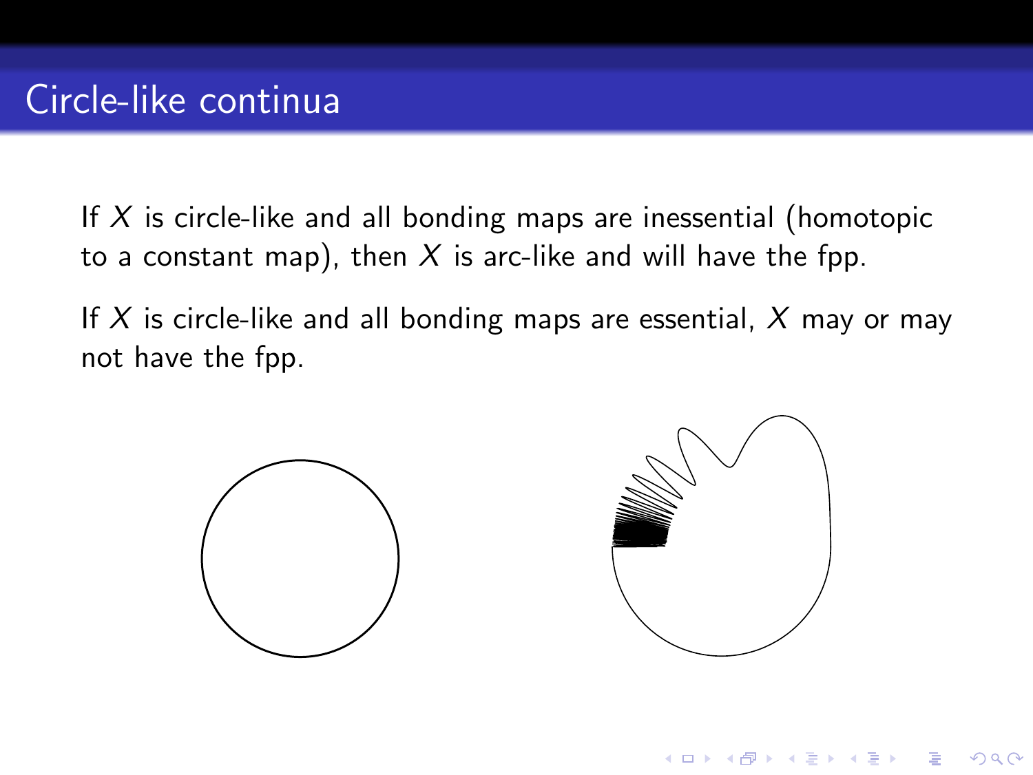## Circle-like continua

If $X$ is circle-like and all bonding maps are inessential (homotopic to a constant map), then $X$ is arc-like and will have the fpp.

If $X$ is circle-like and all bonding maps are essential, $X$ may or may not have the fpp.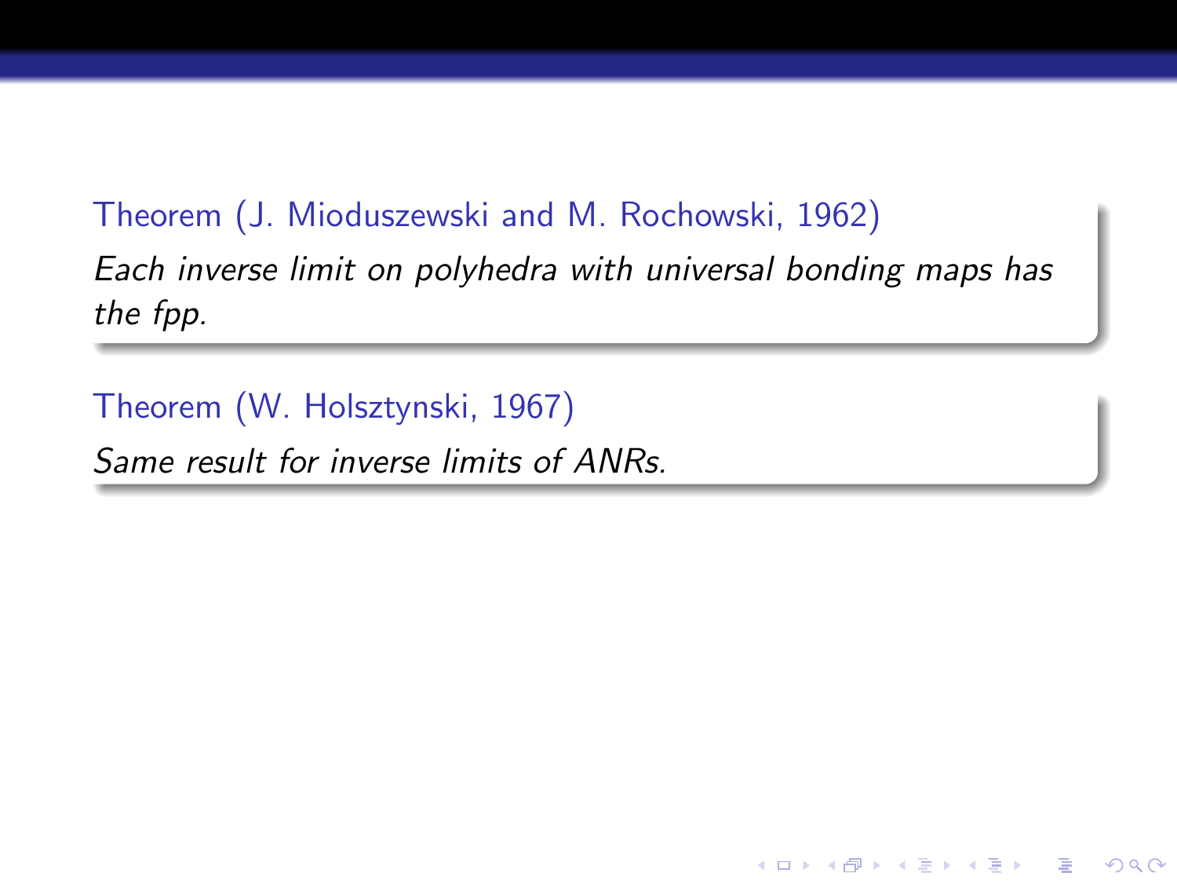**Theorem (J. Mioduszewski and M. Rochowski, 1962)**

*Each inverse limit on polyhedra with universal bonding maps has the fpp.*

**Theorem (W. Holsztynski, 1967)**

*Same result for inverse limits of ANRs.*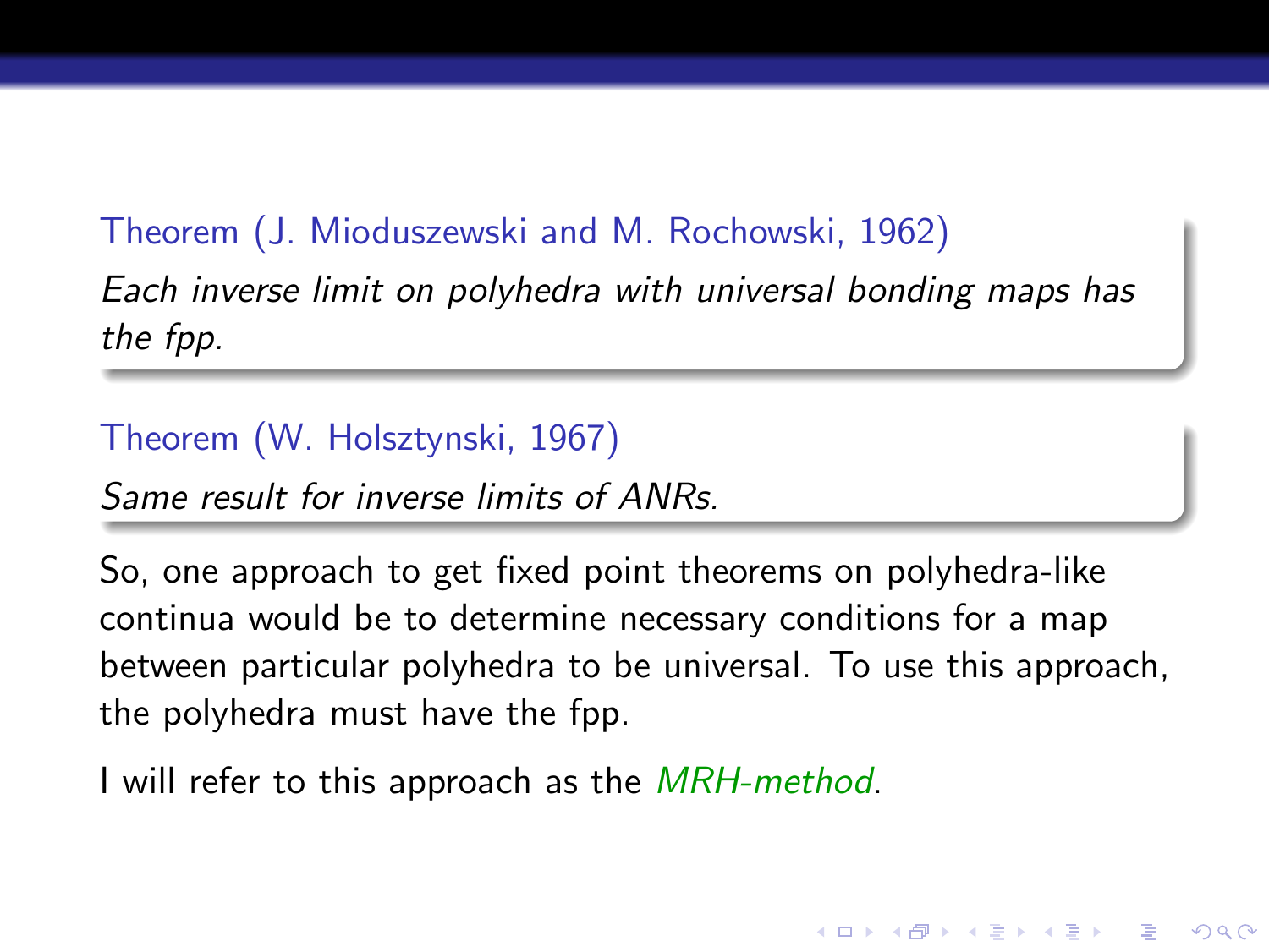**Theorem (J. Mioduszewski and M. Rochowski, 1962)**

*Each inverse limit on polyhedra with universal bonding maps has the fpp.*

**Theorem (W. Holsztynski, 1967)**

*Same result for inverse limits of ANRs.*

So, one approach to get fixed point theorems on polyhedra-like continua would be to determine necessary conditions for a map between particular polyhedra to be universal. To use this approach, the polyhedra must have the fpp.

I will refer to this approach as the *MRH-method*.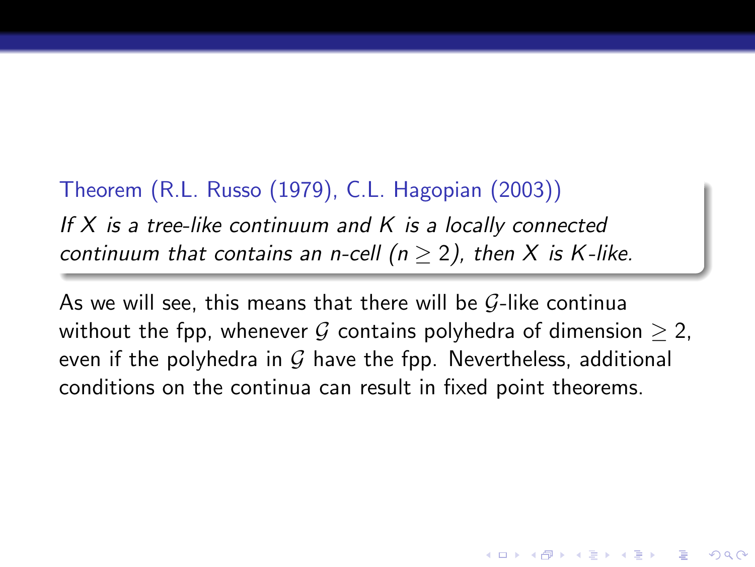**Theorem (R.L. Russo (1979), C.L. Hagopian (2003))**

*If $X$ is a tree-like continuum and $K$ is a locally connected continuum that contains an n-cell ($n \geq 2$), then $X$ is $K$-like.*

As we will see, this means that there will be $\mathcal{G}$-like continua without the fpp, whenever $\mathcal{G}$ contains polyhedra of dimension $\geq 2$, even if the polyhedra in $\mathcal{G}$ have the fpp. Nevertheless, additional conditions on the continua can result in fixed point theorems.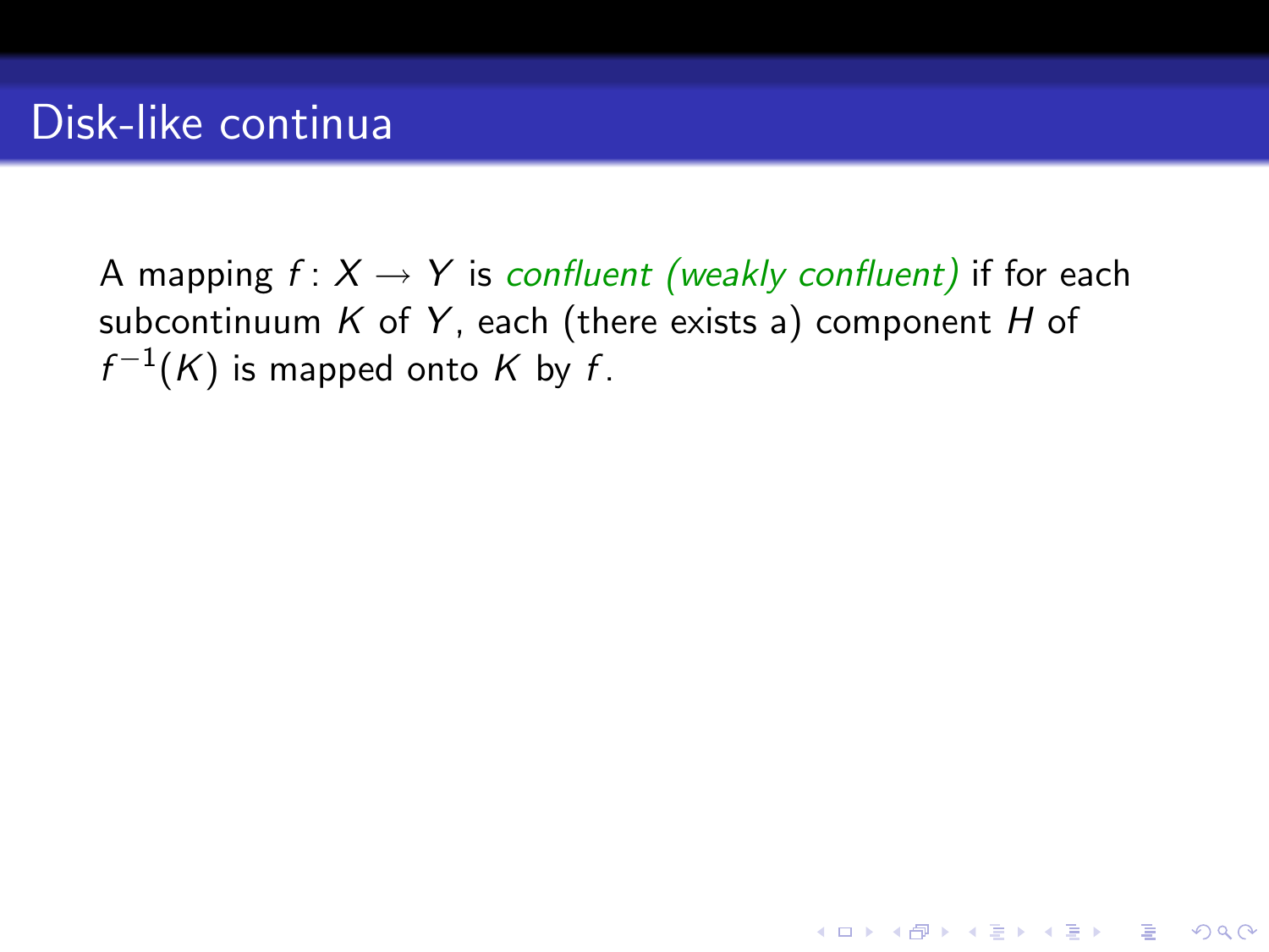# Disk-like continua

A mapping $f\colon X \to Y$ is *confluent (weakly confluent)* if for each subcontinuum $K$ of $Y$, each (there exists a) component $H$ of $f^{-1}(K)$ is mapped onto $K$ by $f$.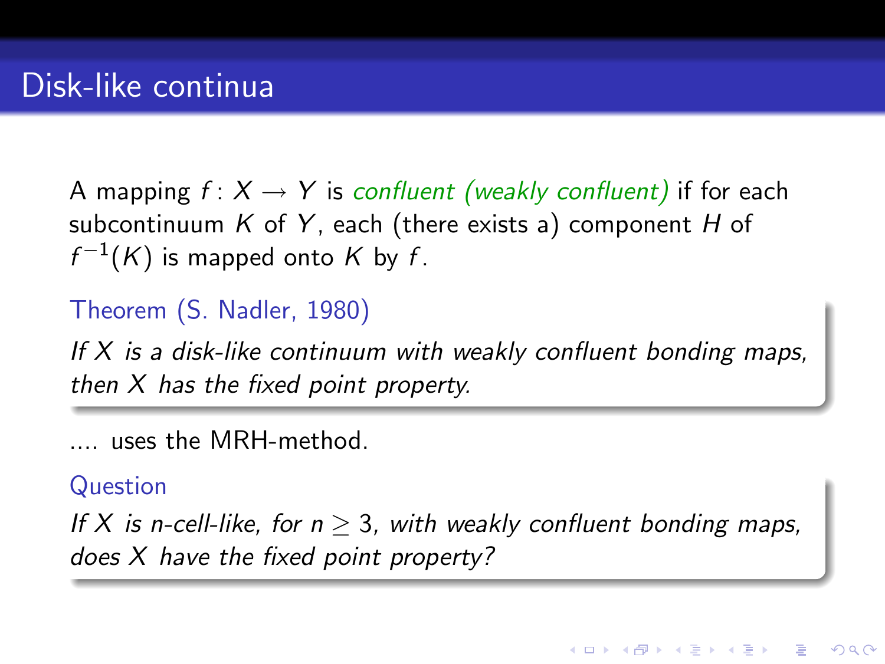# Disk-like continua

A mapping $f\colon X \to Y$ is *confluent (weakly confluent)* if for each subcontinuum $K$ of $Y$, each (there exists a) component $H$ of $f^{-1}(K)$ is mapped onto $K$ by $f$.

**Theorem (S. Nadler, 1980)**

*If $X$ is a disk-like continuum with weakly confluent bonding maps, then $X$ has the fixed point property.*

.... uses the MRH-method.

**Question**

*If $X$ is n-cell-like, for $n \geq 3$, with weakly confluent bonding maps, does $X$ have the fixed point property?*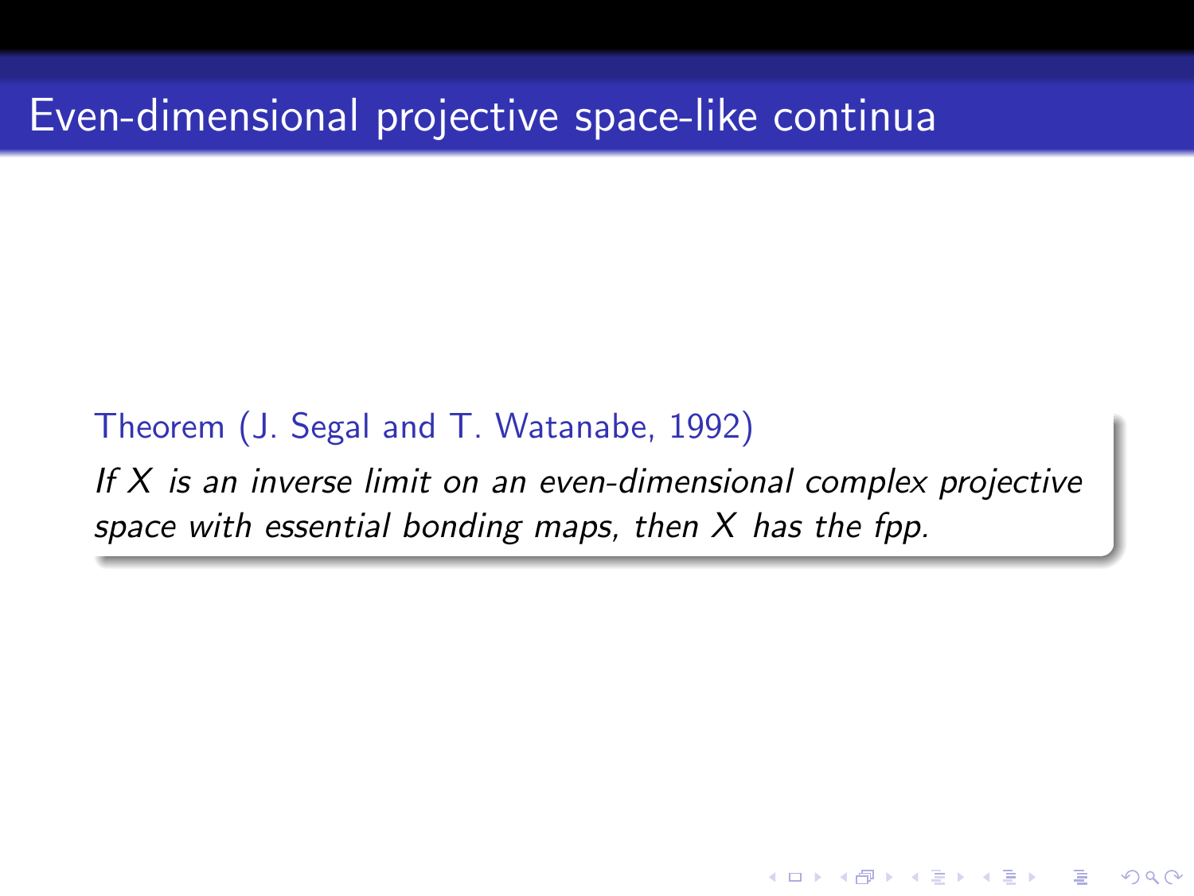# Even-dimensional projective space-like continua

**Theorem (J. Segal and T. Watanabe, 1992)**

*If $X$ is an inverse limit on an even-dimensional complex projective space with essential bonding maps, then $X$ has the fpp.*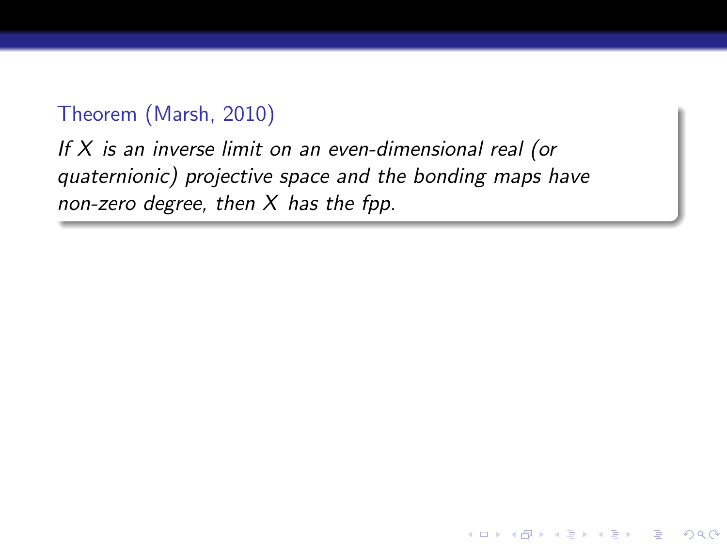**Theorem (Marsh, 2010)**

*If $X$ is an inverse limit on an even-dimensional real (or quaternionic) projective space and the bonding maps have non-zero degree, then $X$ has the fpp.*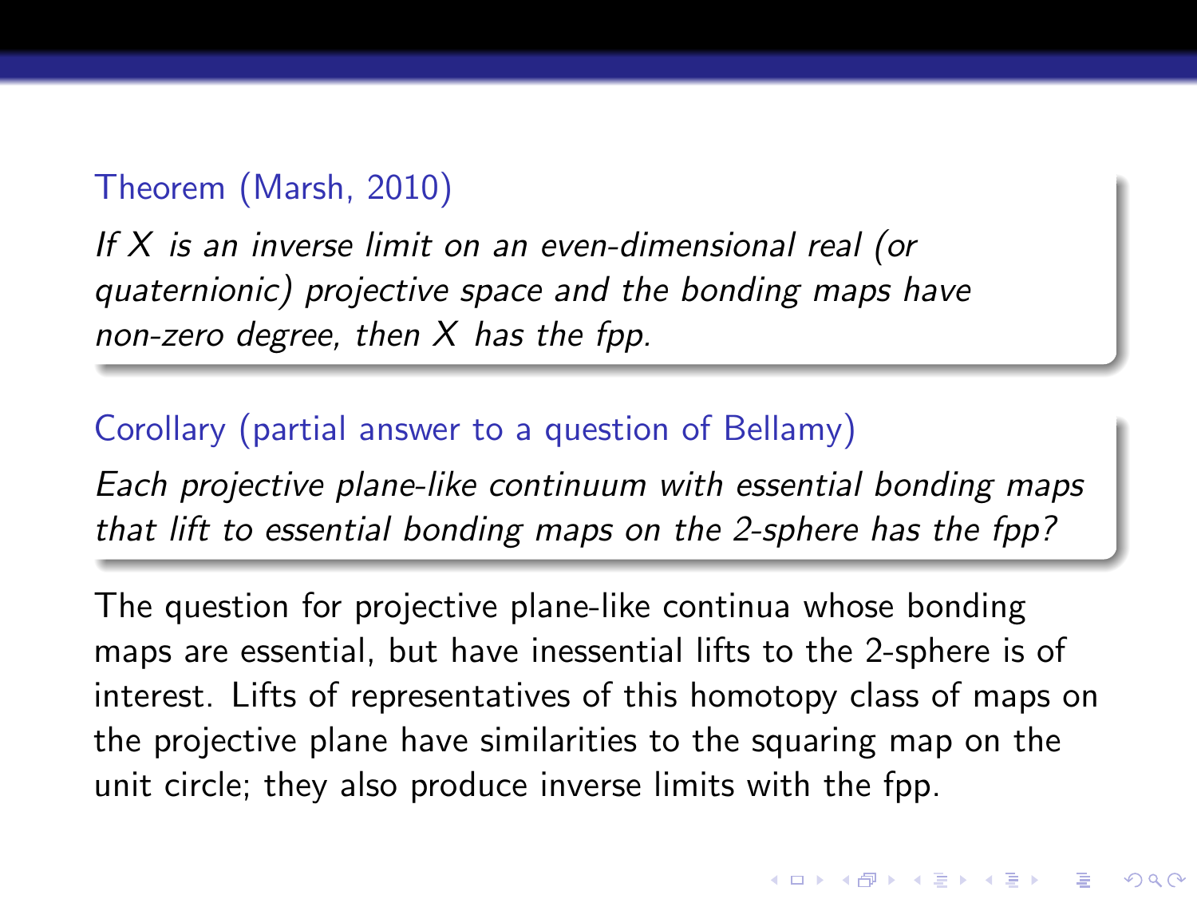**Theorem (Marsh, 2010)**

*If $X$ is an inverse limit on an even-dimensional real (or quaternionic) projective space and the bonding maps have non-zero degree, then $X$ has the fpp.*

**Corollary (partial answer to a question of Bellamy)**

*Each projective plane-like continuum with essential bonding maps that lift to essential bonding maps on the 2-sphere has the fpp?*

The question for projective plane-like continua whose bonding maps are essential, but have inessential lifts to the 2-sphere is of interest. Lifts of representatives of this homotopy class of maps on the projective plane have similarities to the squaring map on the unit circle; they also produce inverse limits with the fpp.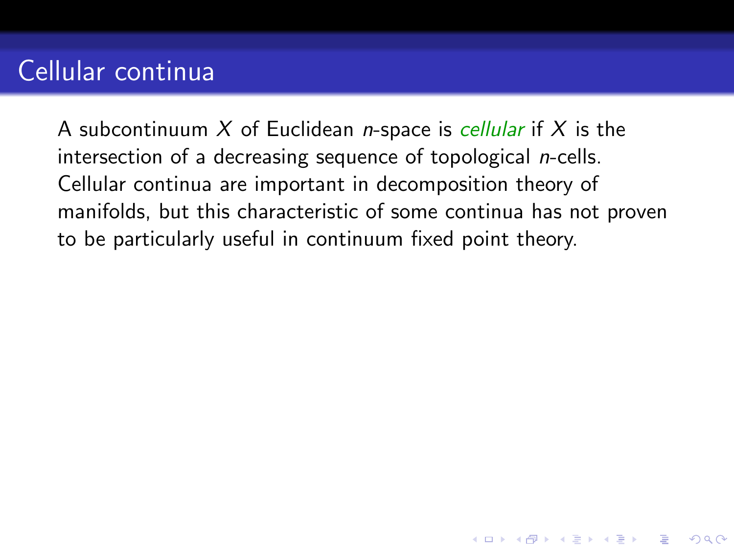# Cellular continua

A subcontinuum $X$ of Euclidean $n$-space is *cellular* if $X$ is the intersection of a decreasing sequence of topological $n$-cells. Cellular continua are important in decomposition theory of manifolds, but this characteristic of some continua has not proven to be particularly useful in continuum fixed point theory.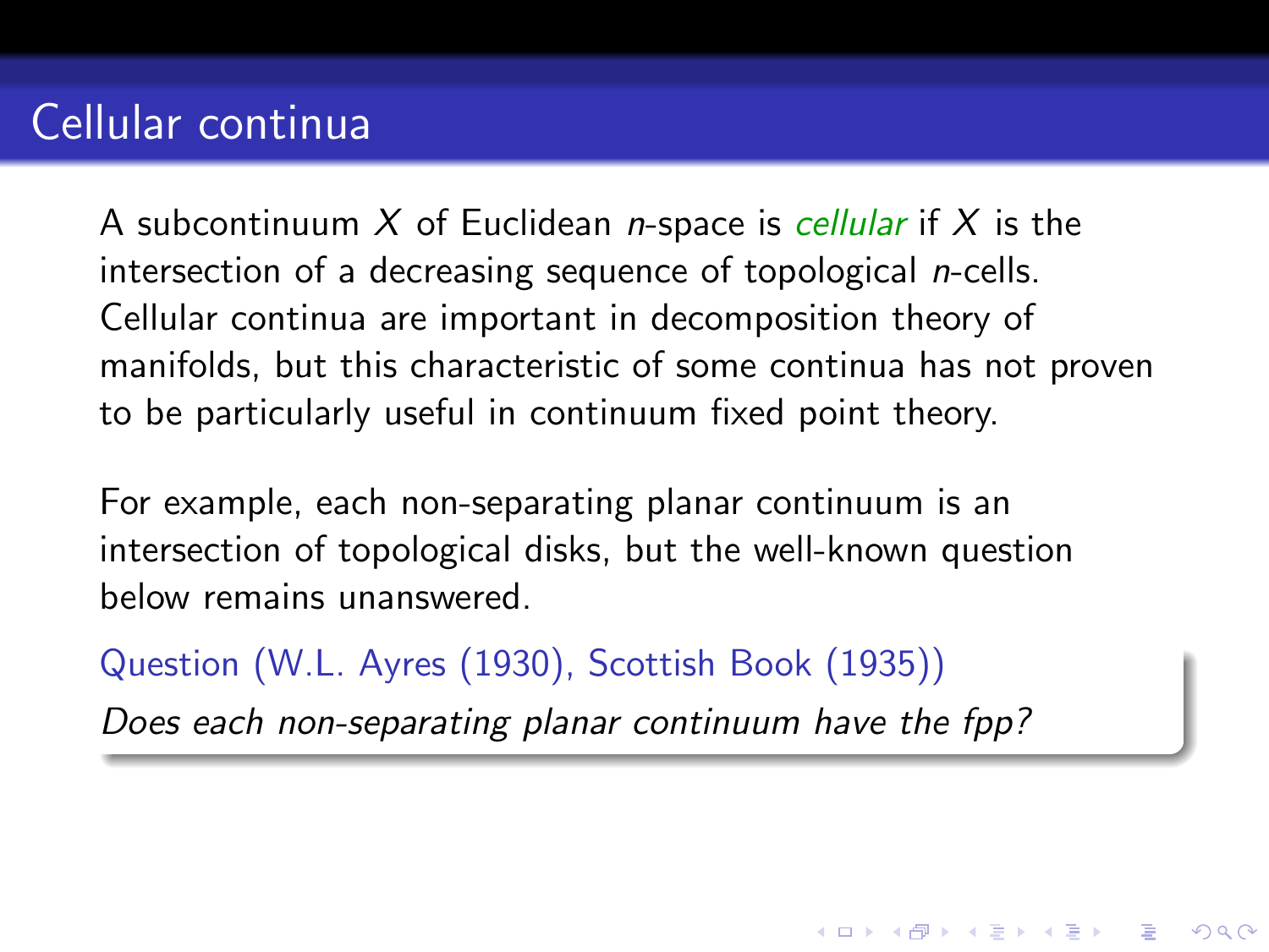# Cellular continua

A subcontinuum $X$ of Euclidean $n$-space is *cellular* if $X$ is the intersection of a decreasing sequence of topological $n$-cells. Cellular continua are important in decomposition theory of manifolds, but this characteristic of some continua has not proven to be particularly useful in continuum fixed point theory.

For example, each non-separating planar continuum is an intersection of topological disks, but the well-known question below remains unanswered.

**Question (W.L. Ayres (1930), Scottish Book (1935))**

*Does each non-separating planar continuum have the fpp?*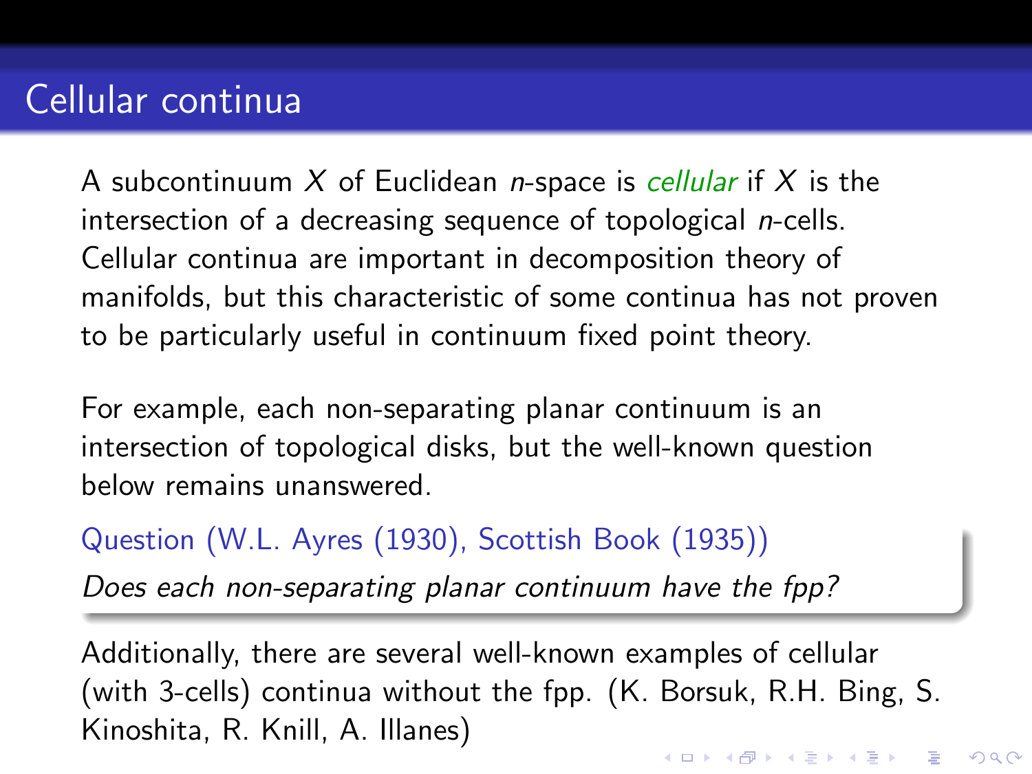# Cellular continua

A subcontinuum $X$ of Euclidean $n$-space is *cellular* if $X$ is the intersection of a decreasing sequence of topological $n$-cells. Cellular continua are important in decomposition theory of manifolds, but this characteristic of some continua has not proven to be particularly useful in continuum fixed point theory.

For example, each non-separating planar continuum is an intersection of topological disks, but the well-known question below remains unanswered.

**Question (W.L. Ayres (1930), Scottish Book (1935))**

*Does each non-separating planar continuum have the fpp?*

Additionally, there are several well-known examples of cellular (with 3-cells) continua without the fpp. (K. Borsuk, R.H. Bing, S. Kinoshita, R. Knill, A. Illanes)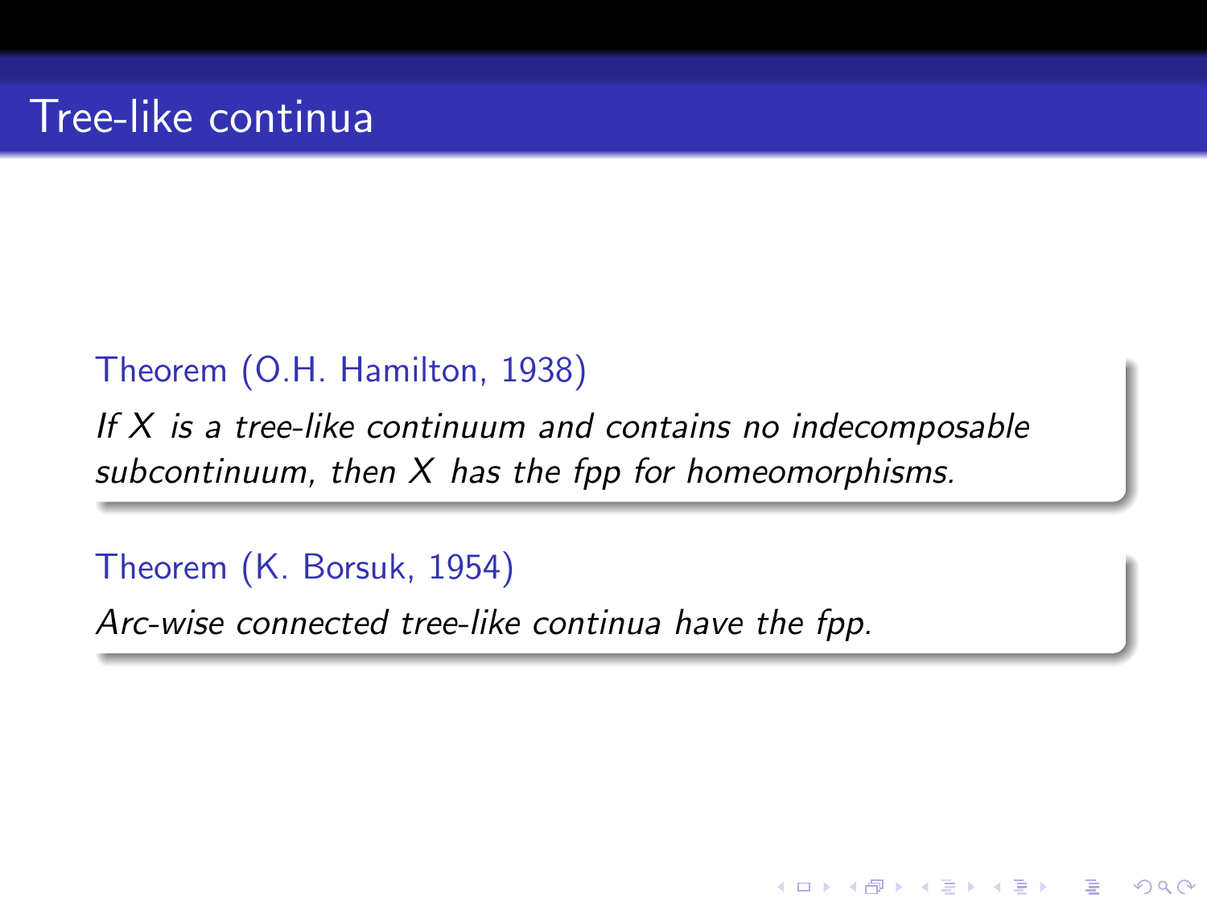# Tree-like continua

**Theorem (O.H. Hamilton, 1938)**

*If $X$ is a tree-like continuum and contains no indecomposable subcontinuum, then $X$ has the fpp for homeomorphisms.*

**Theorem (K. Borsuk, 1954)**

*Arc-wise connected tree-like continua have the fpp.*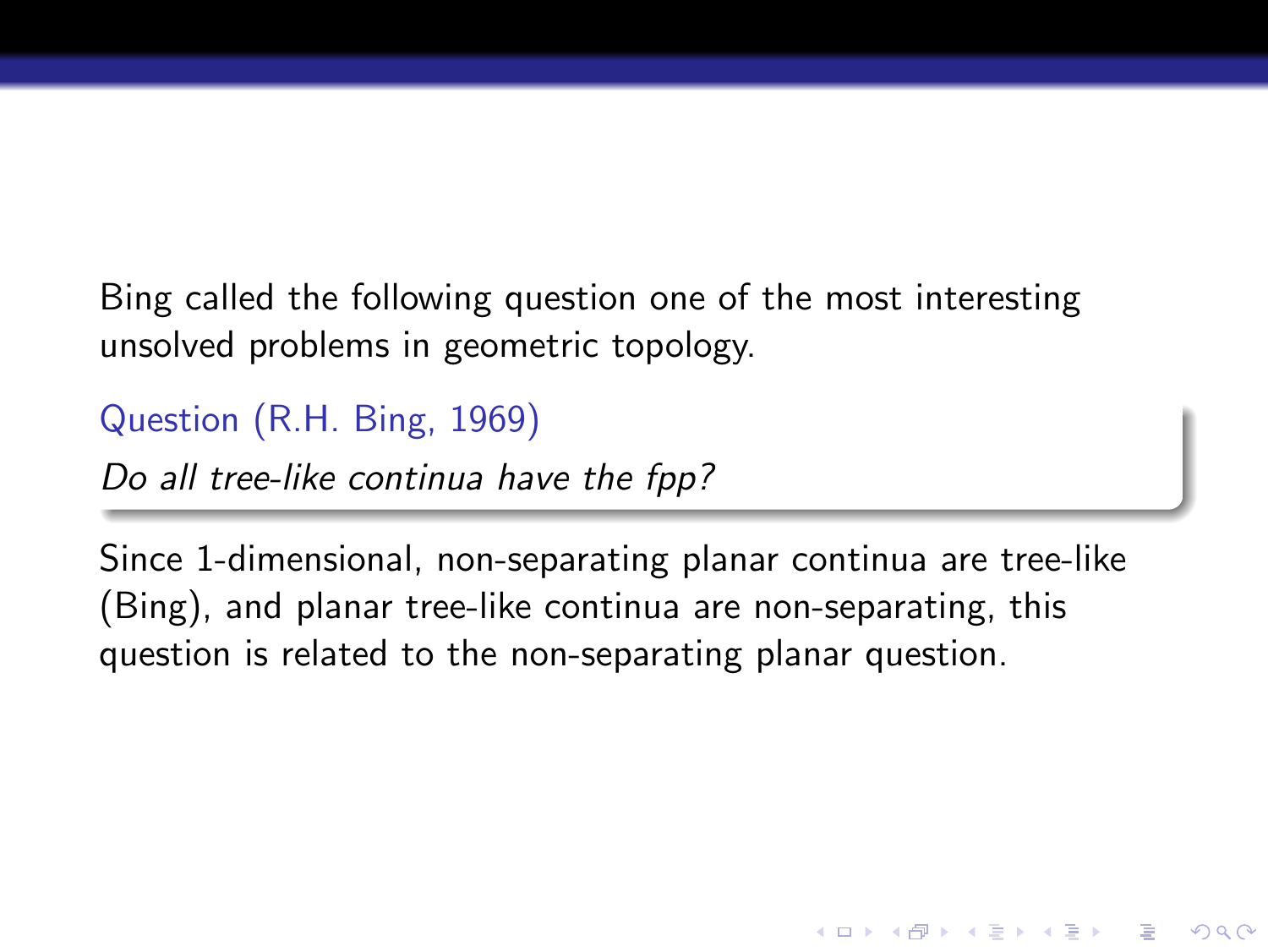Bing called the following question one of the most interesting unsolved problems in geometric topology.

**Question (R.H. Bing, 1969)**

*Do all tree-like continua have the fpp?*

Since 1-dimensional, non-separating planar continua are tree-like (Bing), and planar tree-like continua are non-separating, this question is related to the non-separating planar question.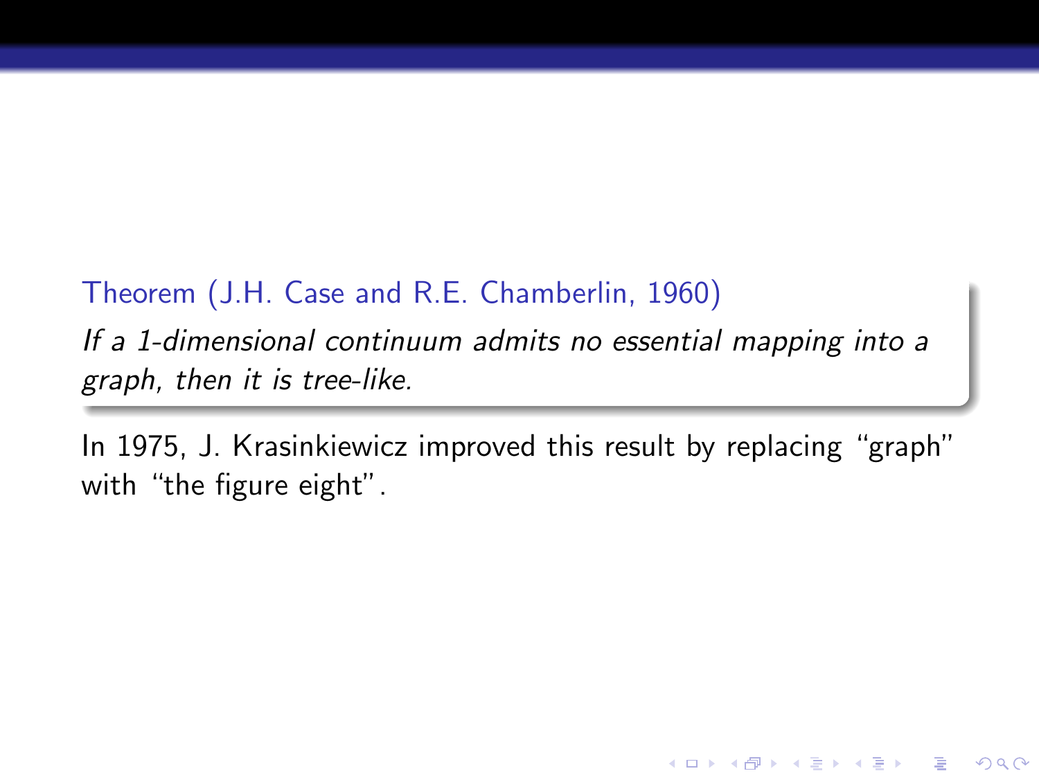**Theorem (J.H. Case and R.E. Chamberlin, 1960)**

*If a 1-dimensional continuum admits no essential mapping into a graph, then it is tree-like.*

In 1975, J. Krasinkiewicz improved this result by replacing "graph" with "the figure eight".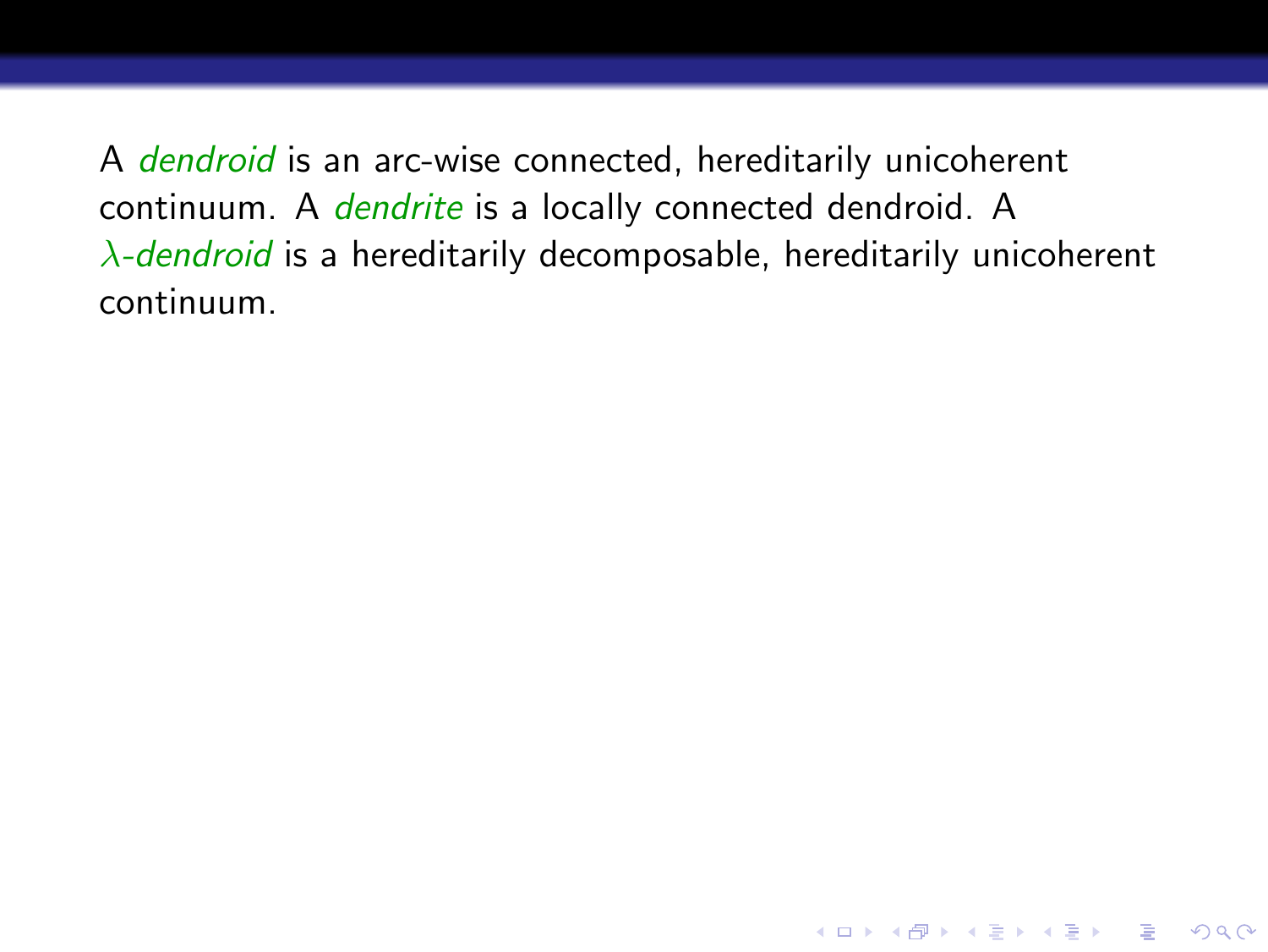A *dendroid* is an arc-wise connected, hereditarily unicoherent continuum. A *dendrite* is a locally connected dendroid. A *$\lambda$-dendroid* is a hereditarily decomposable, hereditarily unicoherent continuum.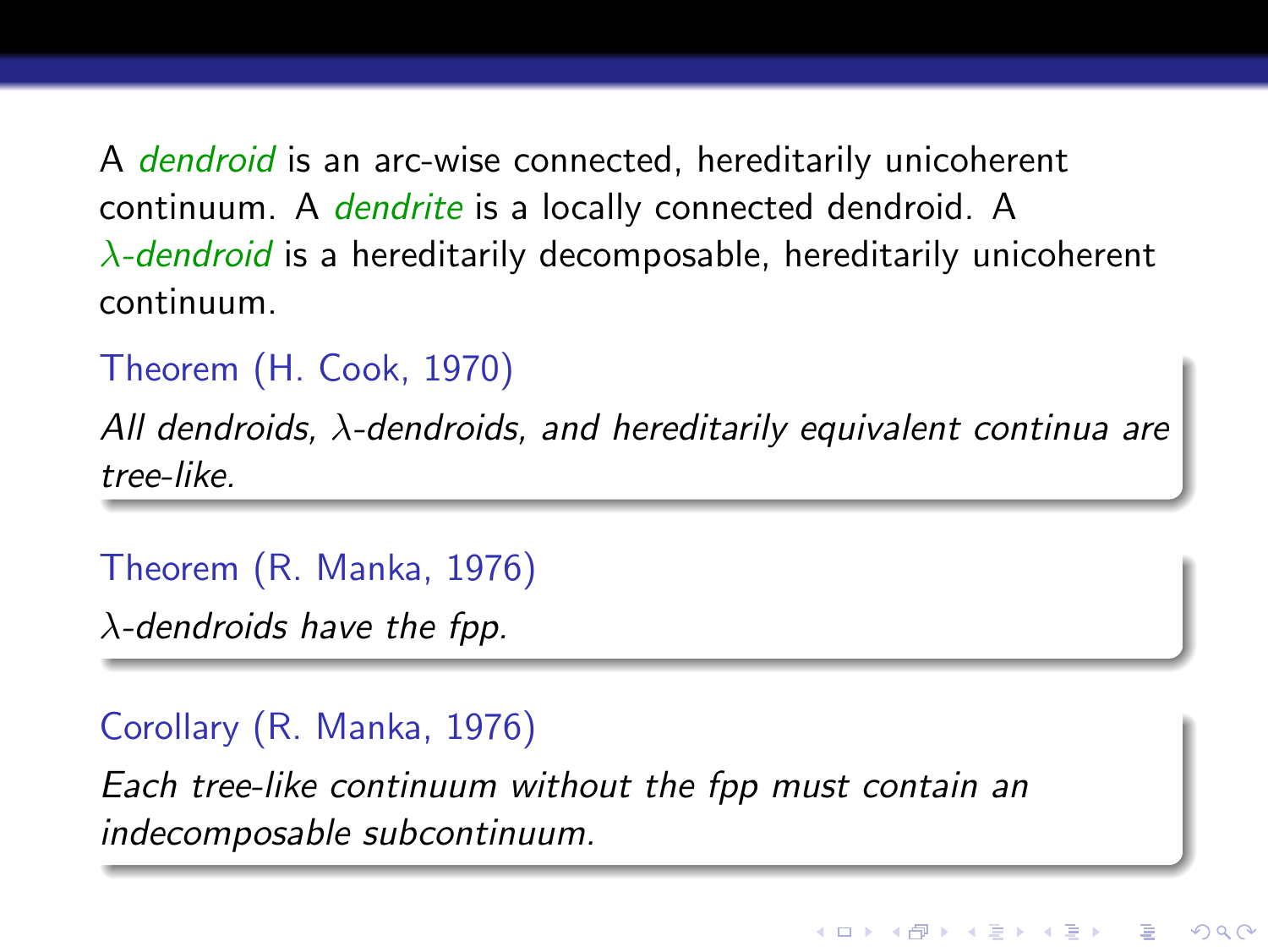A *dendroid* is an arc-wise connected, hereditarily unicoherent continuum. A *dendrite* is a locally connected dendroid. A *$\lambda$-dendroid* is a hereditarily decomposable, hereditarily unicoherent continuum.

**Theorem (H. Cook, 1970)**

*All dendroids, $\lambda$-dendroids, and hereditarily equivalent continua are tree-like.*

**Theorem (R. Manka, 1976)**

*$\lambda$-dendroids have the fpp.*

**Corollary (R. Manka, 1976)**

*Each tree-like continuum without the fpp must contain an indecomposable subcontinuum.*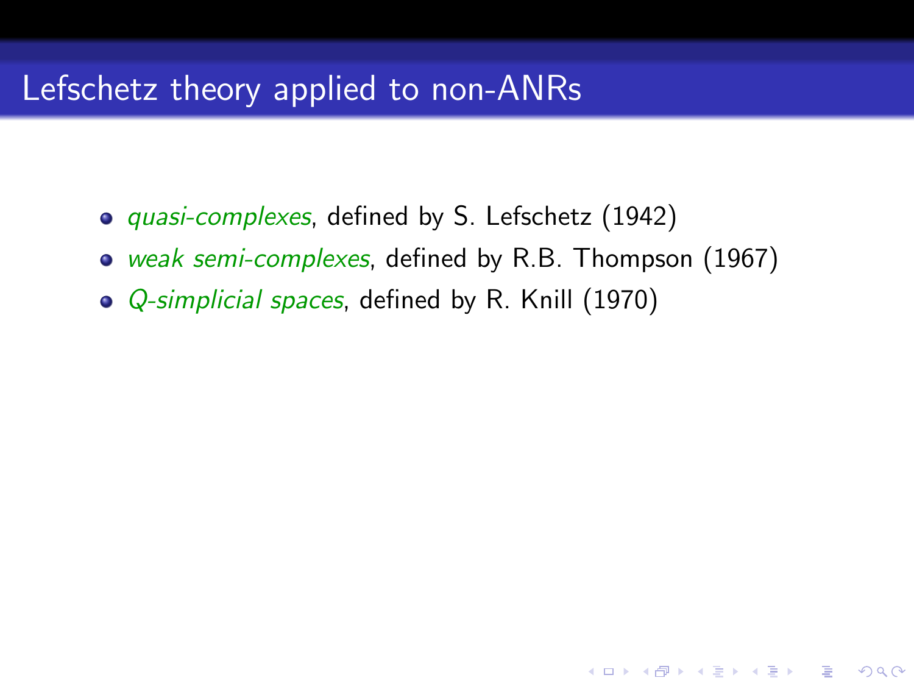# Lefschetz theory applied to non-ANRs

- *quasi-complexes*, defined by S. Lefschetz (1942)
- *weak semi-complexes*, defined by R.B. Thompson (1967)
- *Q-simplicial spaces*, defined by R. Knill (1970)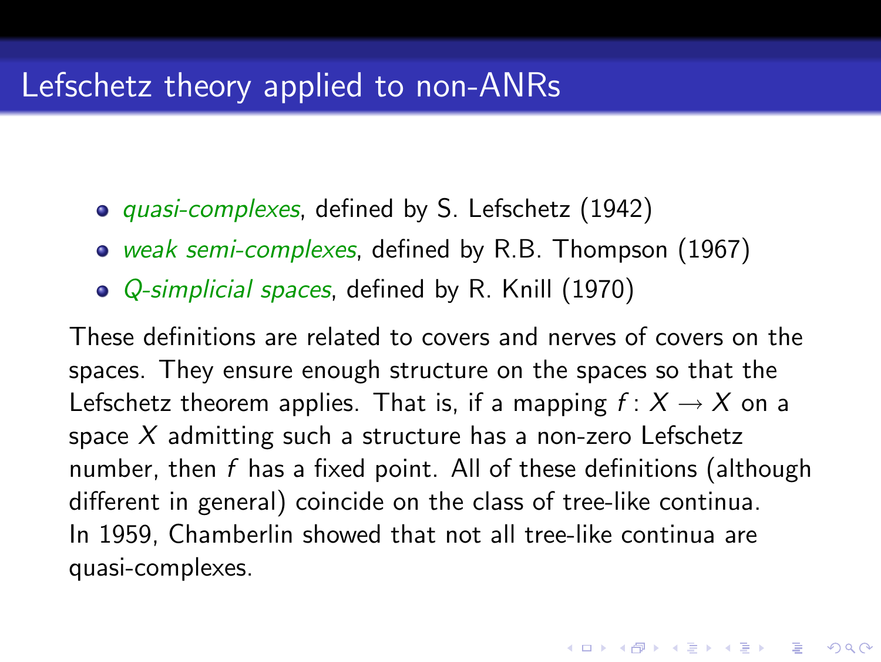# Lefschetz theory applied to non-ANRs

- *quasi-complexes*, defined by S. Lefschetz (1942)
- *weak semi-complexes*, defined by R.B. Thompson (1967)
- *Q-simplicial spaces*, defined by R. Knill (1970)

These definitions are related to covers and nerves of covers on the spaces. They ensure enough structure on the spaces so that the Lefschetz theorem applies. That is, if a mapping $f: X \to X$ on a space $X$ admitting such a structure has a non-zero Lefschetz number, then $f$ has a fixed point. All of these definitions (although different in general) coincide on the class of tree-like continua. In 1959, Chamberlin showed that not all tree-like continua are quasi-complexes.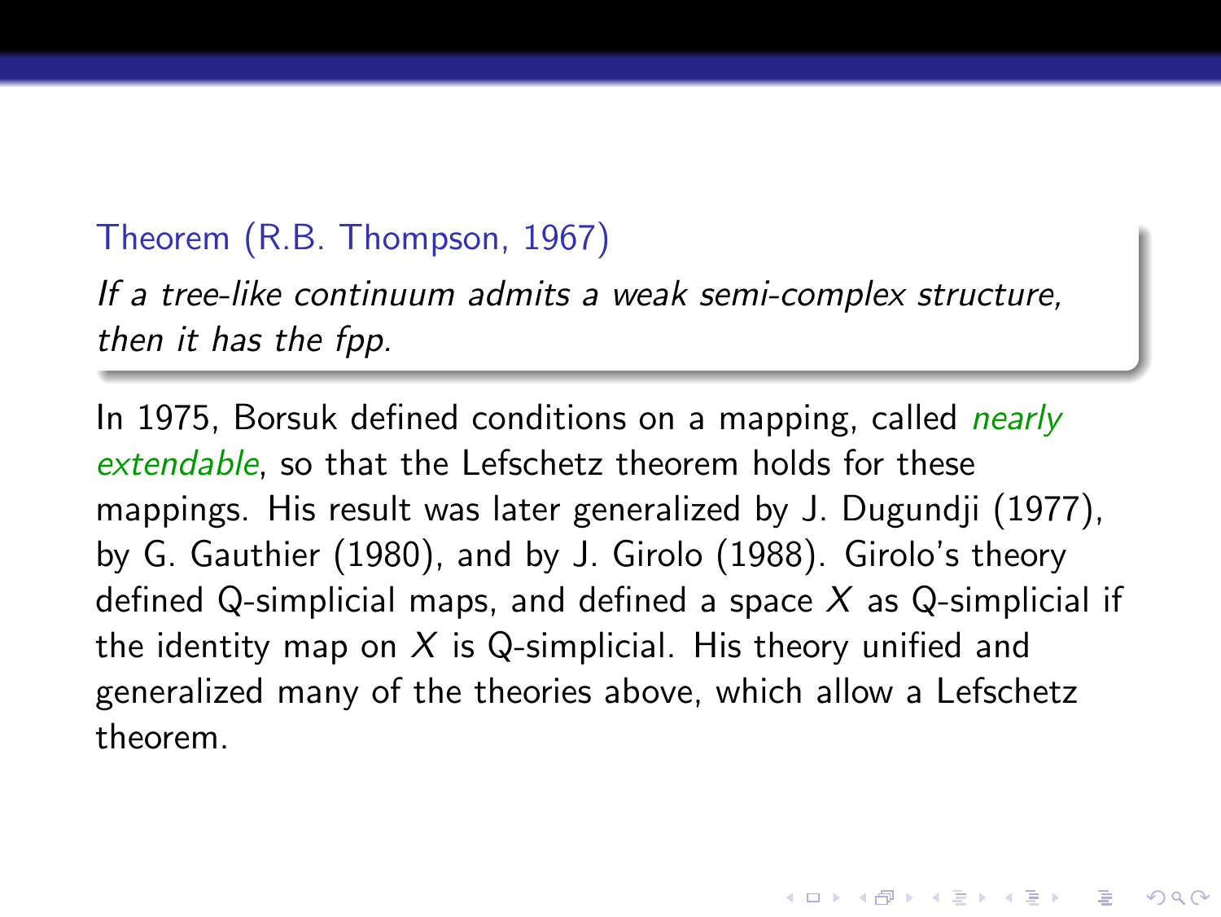**Theorem (R.B. Thompson, 1967)**

*If a tree-like continuum admits a weak semi-complex structure, then it has the fpp.*

In 1975, Borsuk defined conditions on a mapping, called *nearly extendable*, so that the Lefschetz theorem holds for these mappings. His result was later generalized by J. Dugundji (1977), by G. Gauthier (1980), and by J. Girolo (1988). Girolo's theory defined Q-simplicial maps, and defined a space $X$ as Q-simplicial if the identity map on $X$ is Q-simplicial. His theory unified and generalized many of the theories above, which allow a Lefschetz theorem.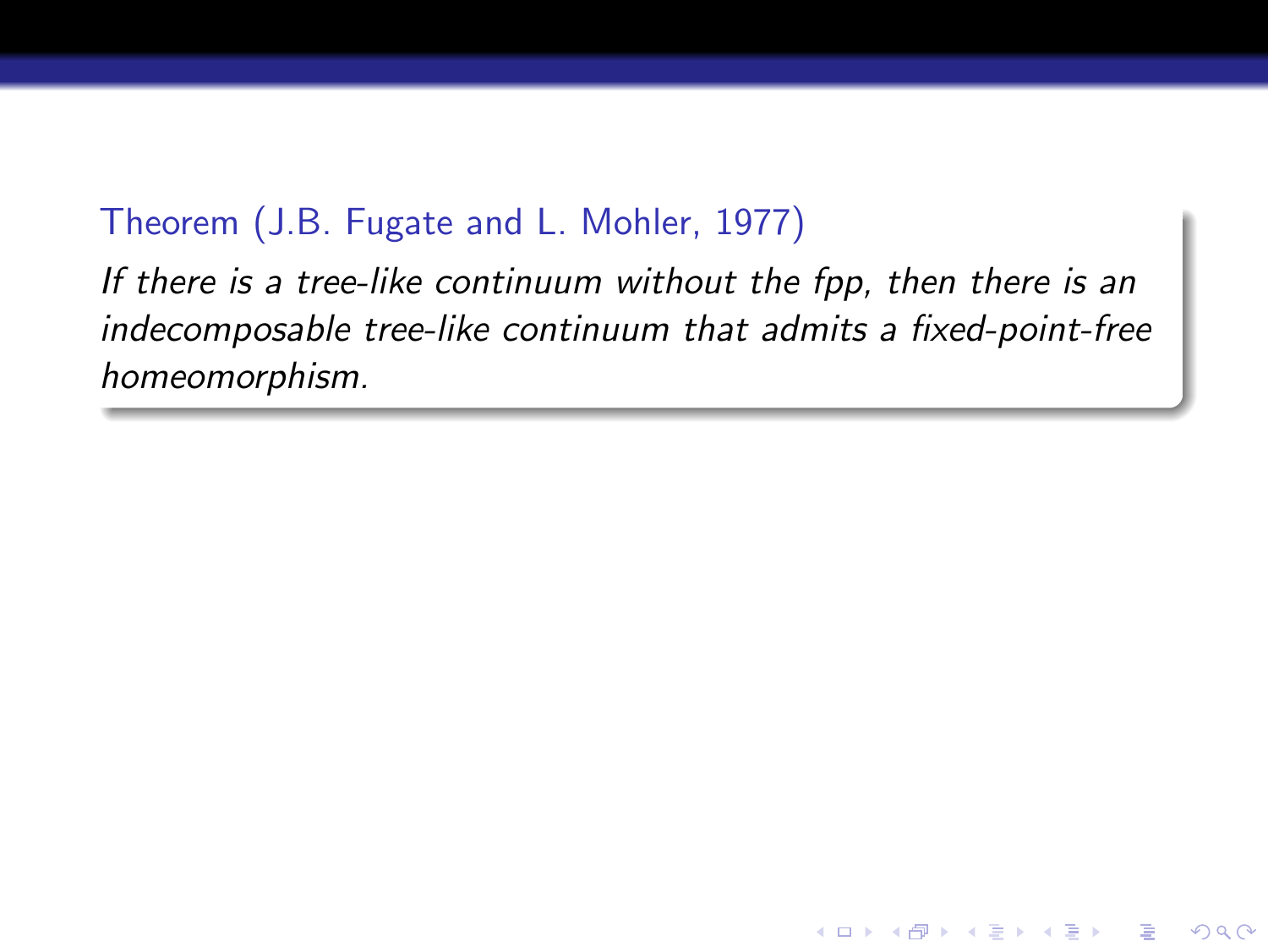**Theorem (J.B. Fugate and L. Mohler, 1977)**

*If there is a tree-like continuum without the fpp, then there is an indecomposable tree-like continuum that admits a fixed-point-free homeomorphism.*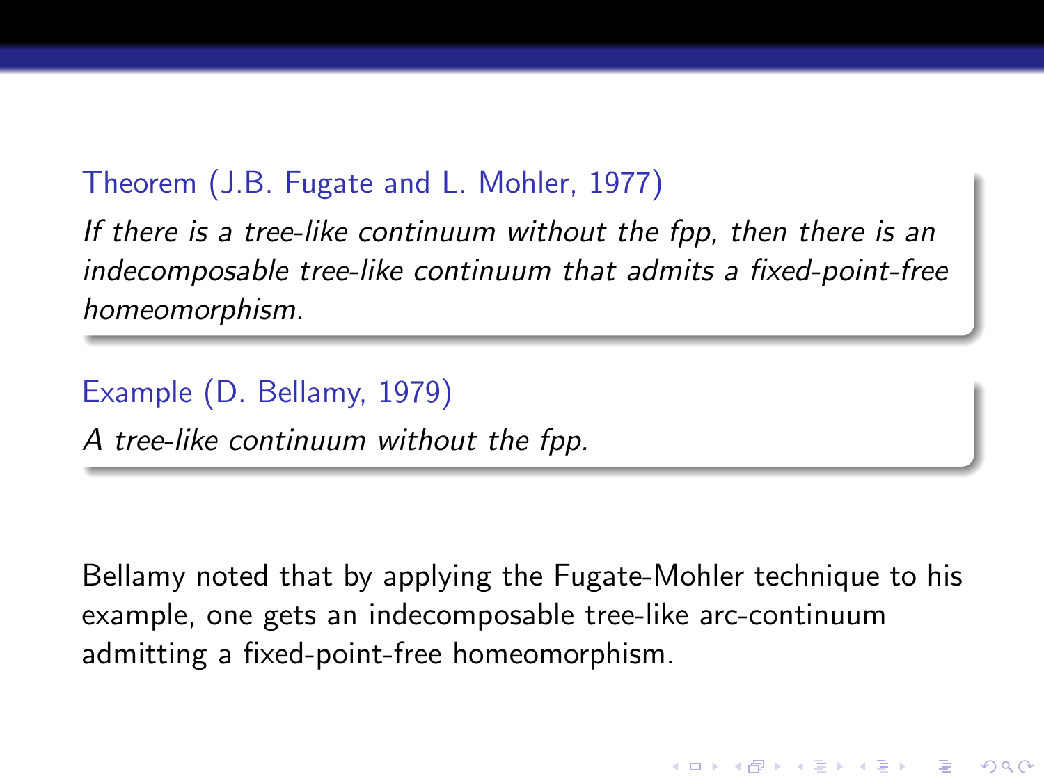**Theorem (J.B. Fugate and L. Mohler, 1977)**

*If there is a tree-like continuum without the fpp, then there is an indecomposable tree-like continuum that admits a fixed-point-free homeomorphism.*

**Example (D. Bellamy, 1979)**

*A tree-like continuum without the fpp.*

Bellamy noted that by applying the Fugate-Mohler technique to his example, one gets an indecomposable tree-like arc-continuum admitting a fixed-point-free homeomorphism.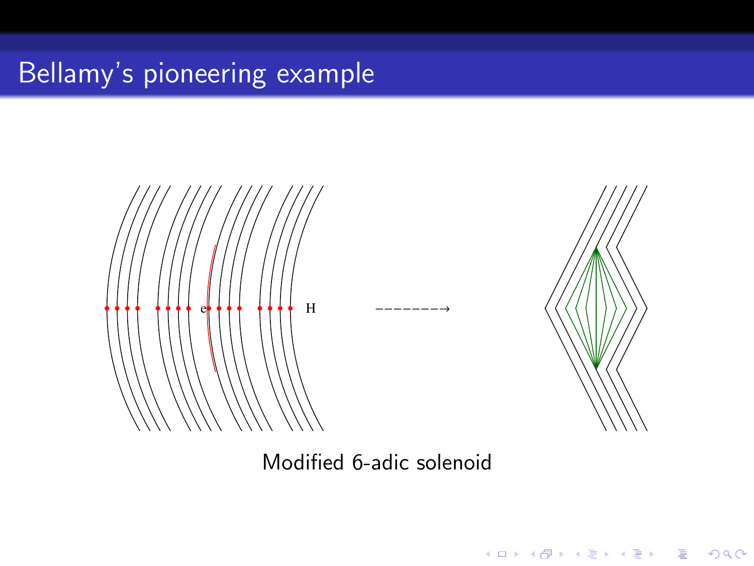# Bellamy's pioneering example

Modified 6-adic solenoid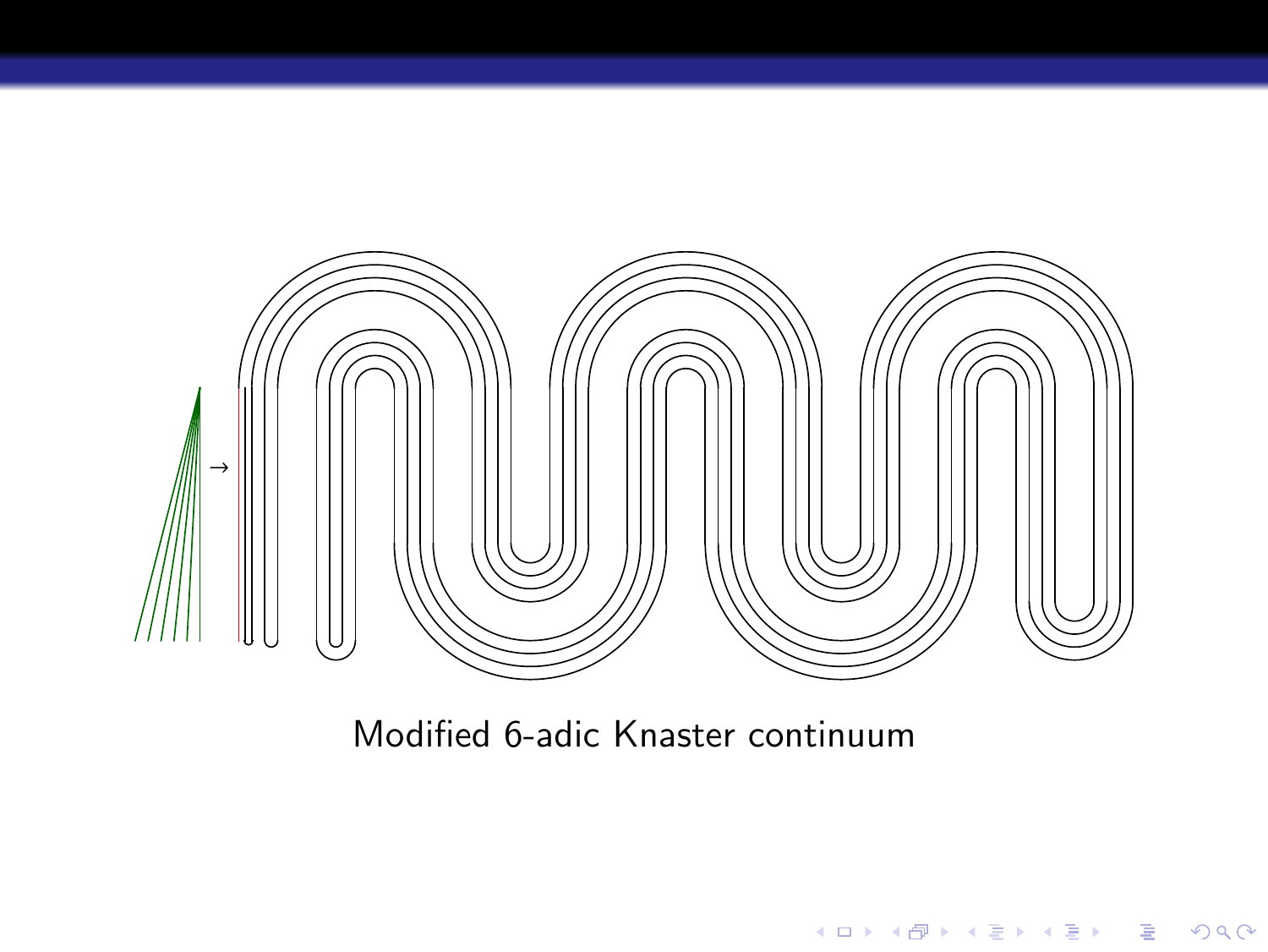Modified 6-adic Knaster continuum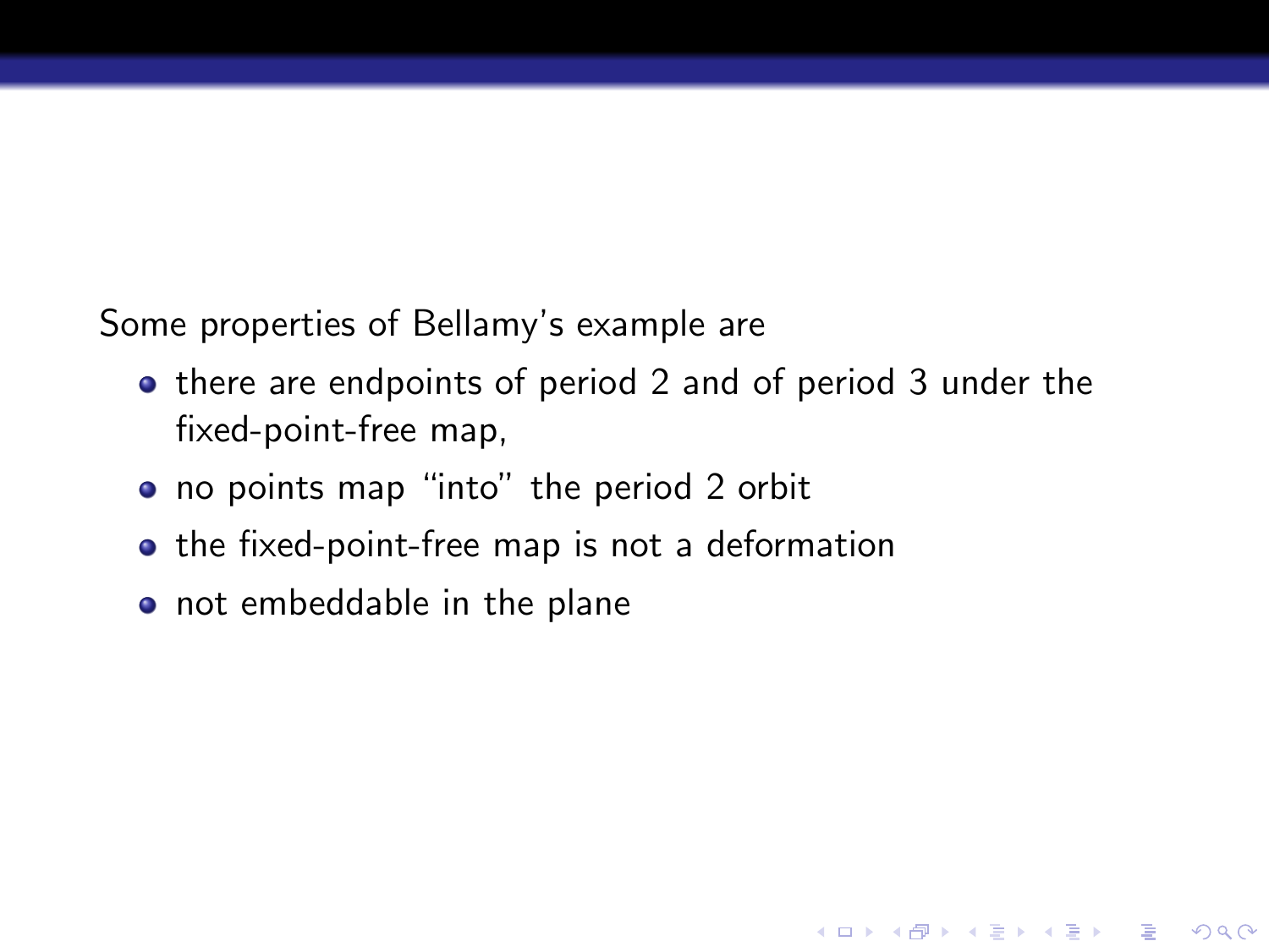Some properties of Bellamy's example are

- there are endpoints of period 2 and of period 3 under the fixed-point-free map,
- no points map "into" the period 2 orbit
- the fixed-point-free map is not a deformation
- not embeddable in the plane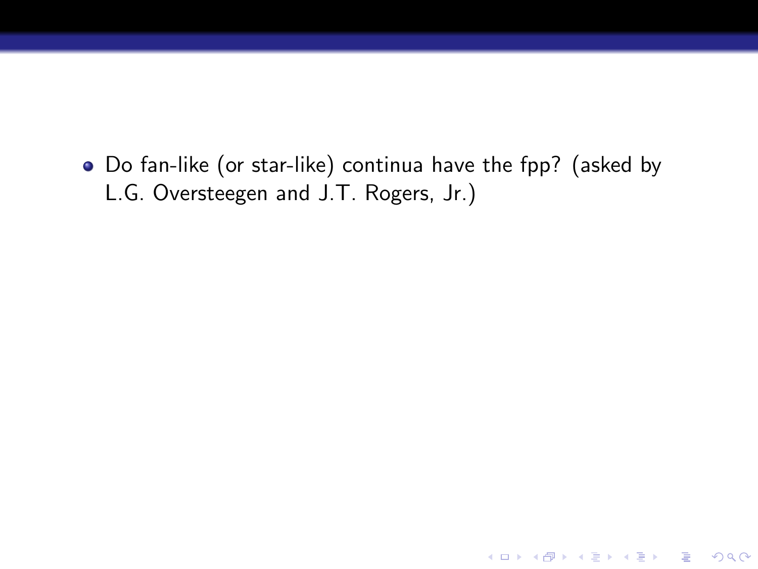- Do fan-like (or star-like) continua have the fpp? (asked by L.G. Oversteegen and J.T. Rogers, Jr.)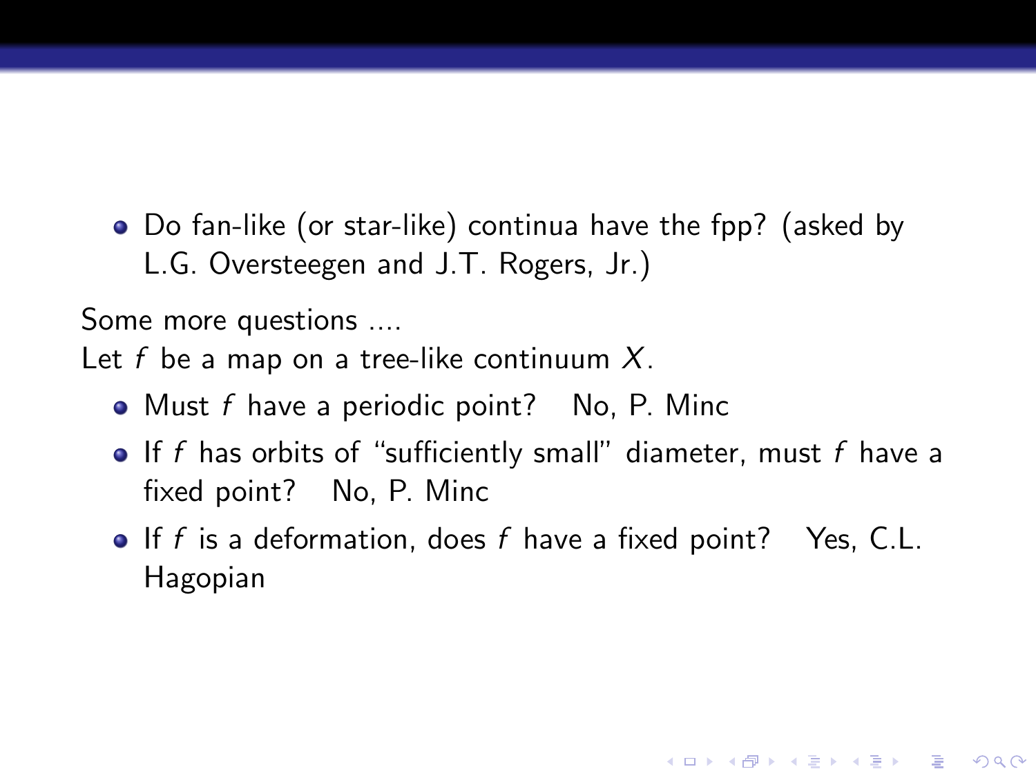- Do fan-like (or star-like) continua have the fpp? (asked by L.G. Oversteegen and J.T. Rogers, Jr.)

Some more questions ....

Let $f$ be a map on a tree-like continuum $X$.

- Must $f$ have a periodic point? No, P. Minc
- If $f$ has orbits of "sufficiently small" diameter, must $f$ have a fixed point? No, P. Minc
- If $f$ is a deformation, does $f$ have a fixed point? Yes, C.L. Hagopian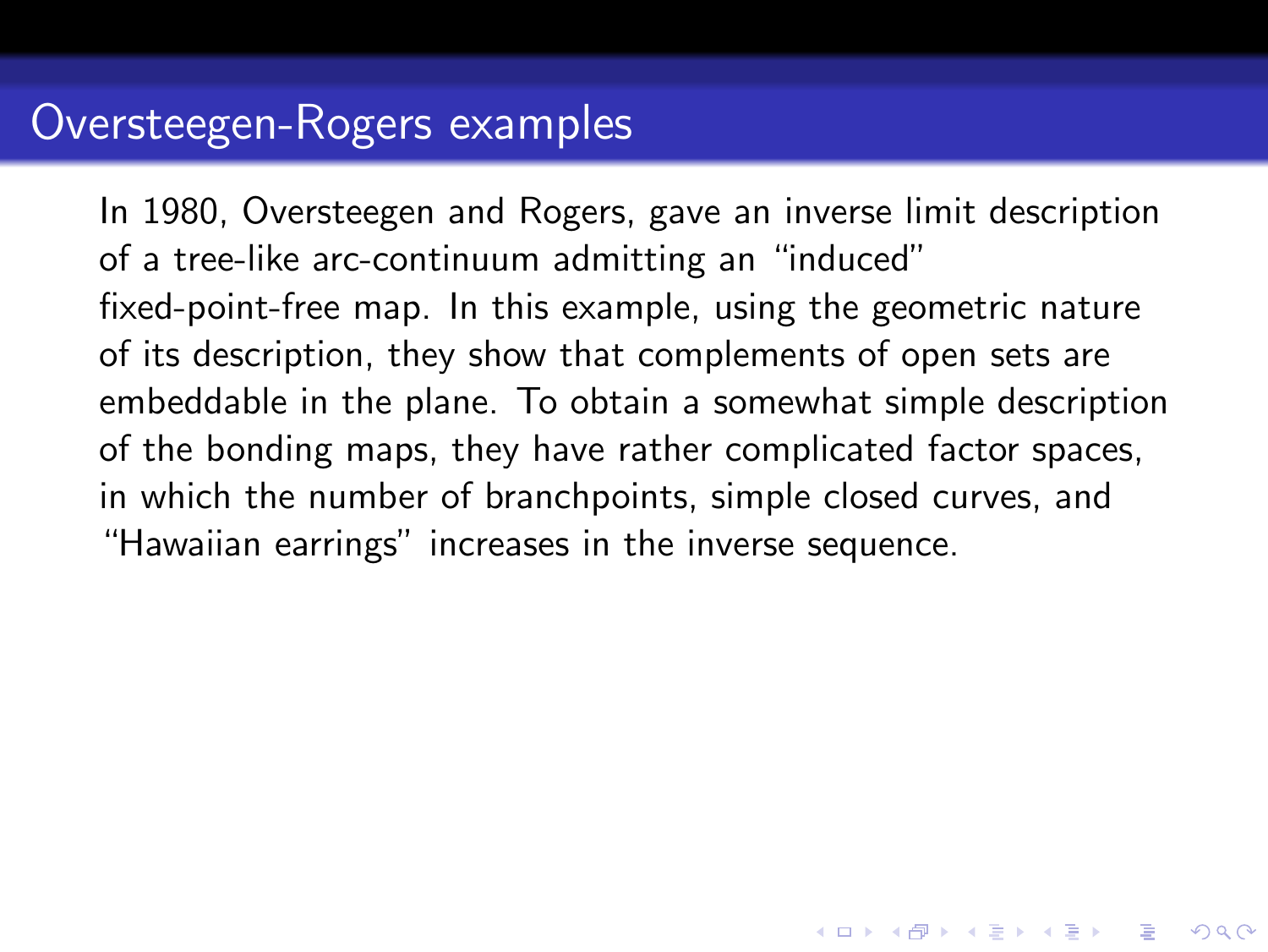# Oversteegen-Rogers examples

In 1980, Oversteegen and Rogers, gave an inverse limit description of a tree-like arc-continuum admitting an "induced" fixed-point-free map. In this example, using the geometric nature of its description, they show that complements of open sets are embeddable in the plane. To obtain a somewhat simple description of the bonding maps, they have rather complicated factor spaces, in which the number of branchpoints, simple closed curves, and "Hawaiian earrings" increases in the inverse sequence.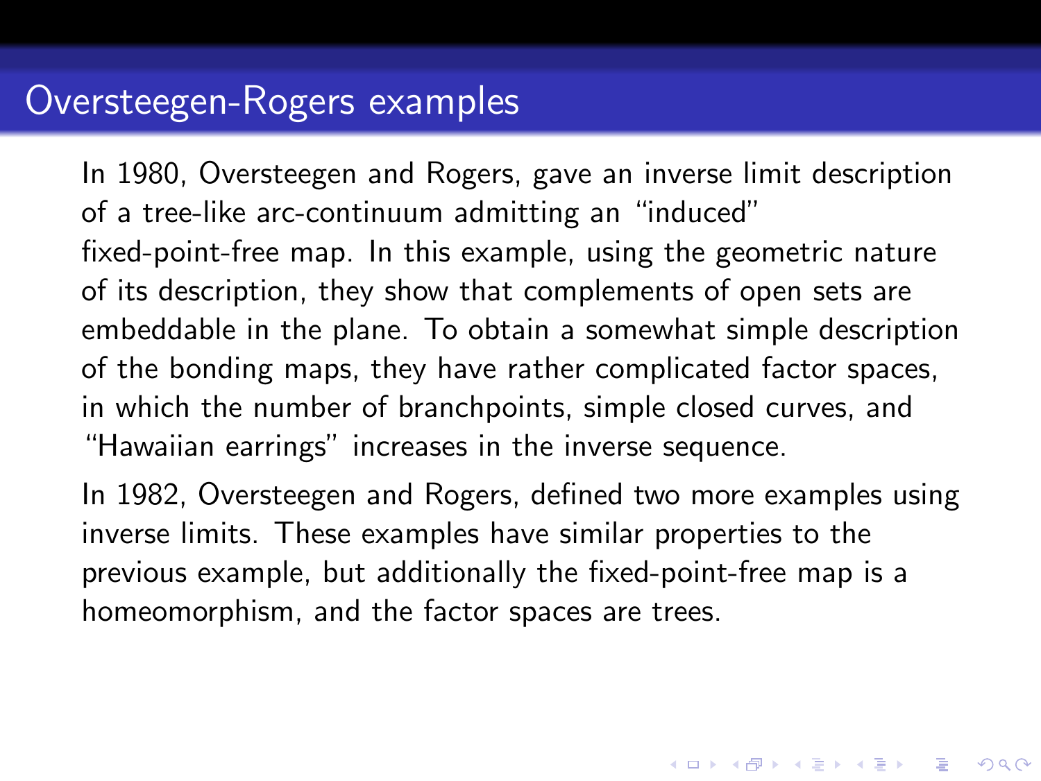# Oversteegen-Rogers examples

In 1980, Oversteegen and Rogers, gave an inverse limit description of a tree-like arc-continuum admitting an "induced" fixed-point-free map. In this example, using the geometric nature of its description, they show that complements of open sets are embeddable in the plane. To obtain a somewhat simple description of the bonding maps, they have rather complicated factor spaces, in which the number of branchpoints, simple closed curves, and "Hawaiian earrings" increases in the inverse sequence.

In 1982, Oversteegen and Rogers, defined two more examples using inverse limits. These examples have similar properties to the previous example, but additionally the fixed-point-free map is a homeomorphism, and the factor spaces are trees.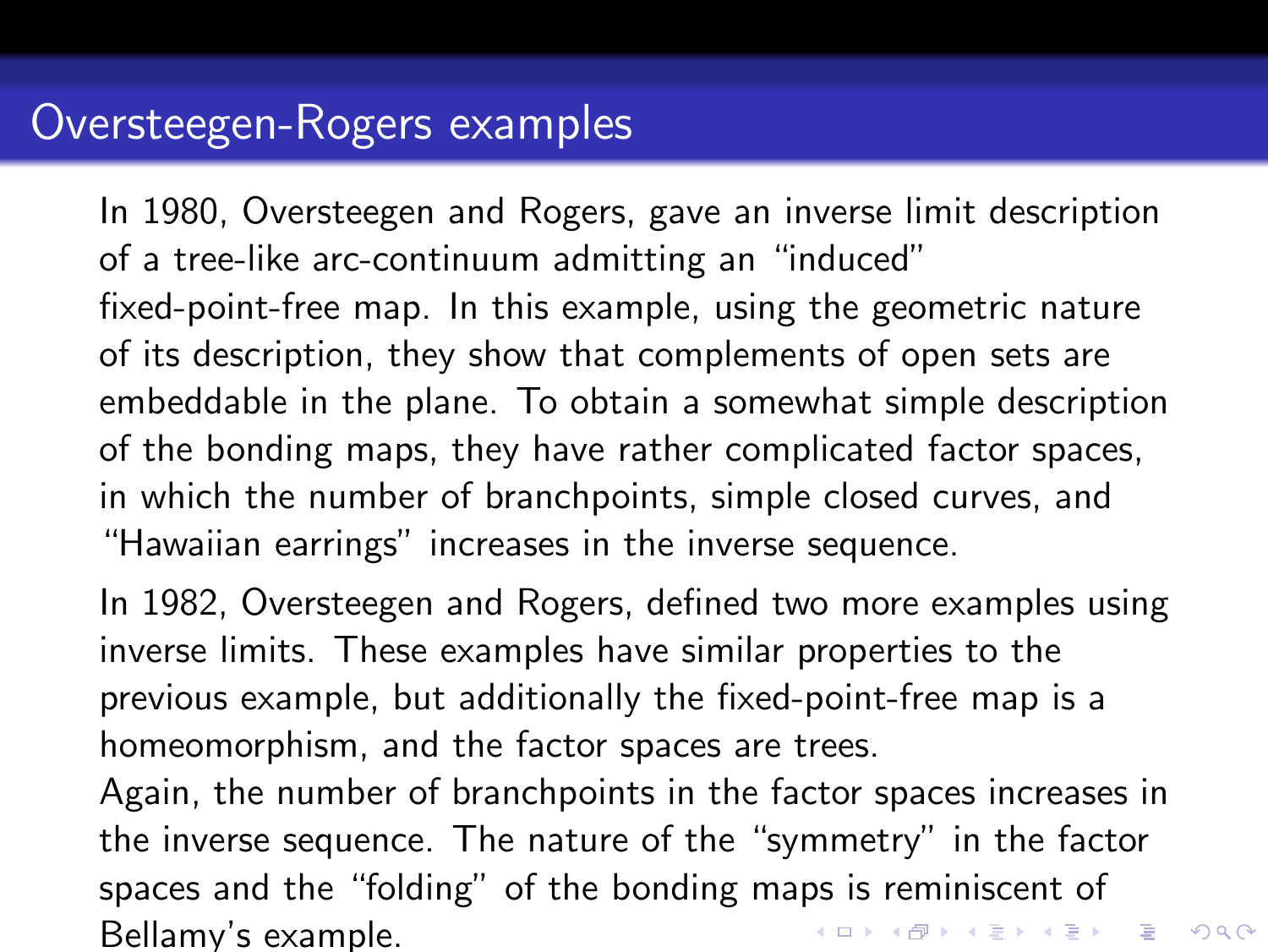# Oversteegen-Rogers examples

In 1980, Oversteegen and Rogers, gave an inverse limit description of a tree-like arc-continuum admitting an "induced" fixed-point-free map. In this example, using the geometric nature of its description, they show that complements of open sets are embeddable in the plane. To obtain a somewhat simple description of the bonding maps, they have rather complicated factor spaces, in which the number of branchpoints, simple closed curves, and "Hawaiian earrings" increases in the inverse sequence.

In 1982, Oversteegen and Rogers, defined two more examples using inverse limits. These examples have similar properties to the previous example, but additionally the fixed-point-free map is a homeomorphism, and the factor spaces are trees.
Again, the number of branchpoints in the factor spaces increases in the inverse sequence. The nature of the "symmetry" in the factor spaces and the "folding" of the bonding maps is reminiscent of Bellamy's example.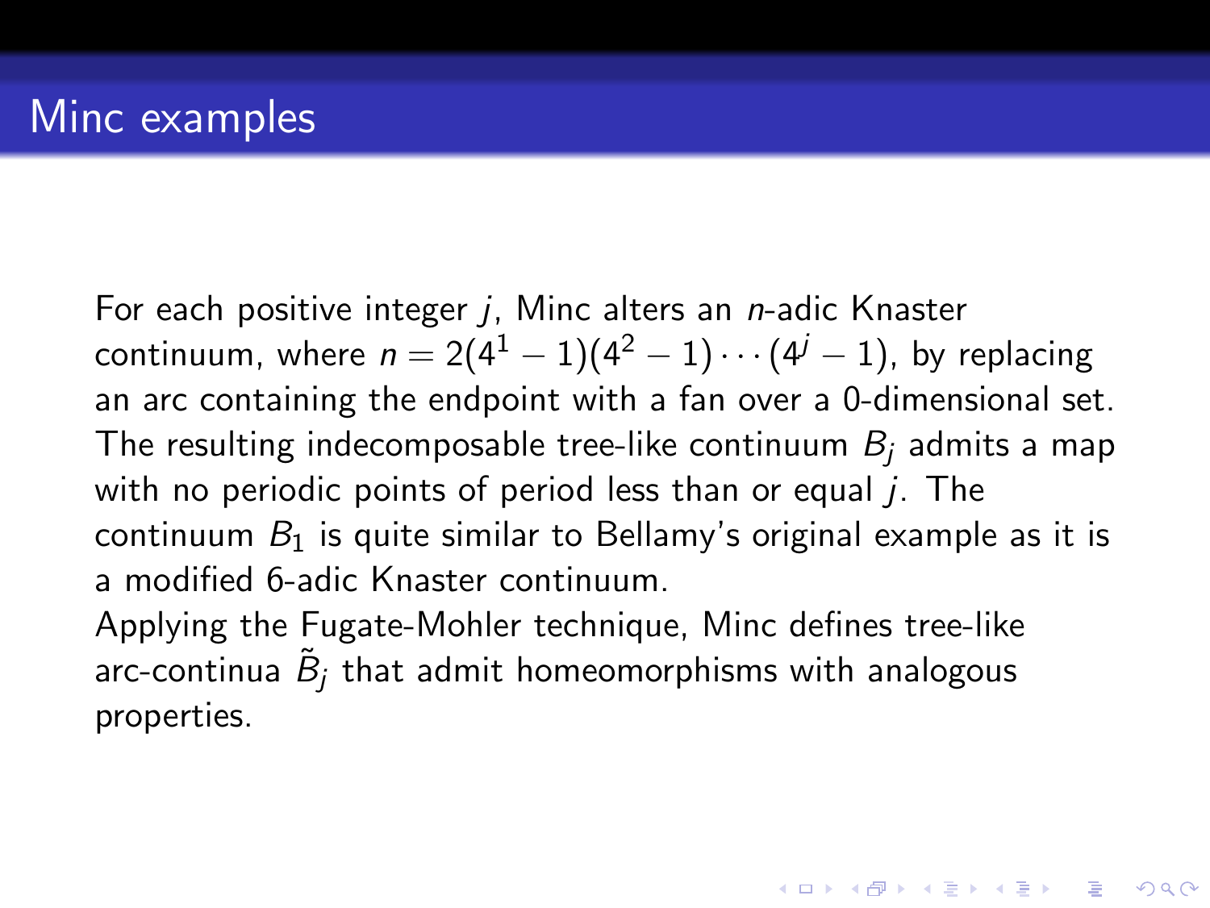# Minc examples

For each positive integer $j$, Minc alters an $n$-adic Knaster continuum, where $n = 2(4^1 - 1)(4^2 - 1) \cdots (4^j - 1)$, by replacing an arc containing the endpoint with a fan over a 0-dimensional set. The resulting indecomposable tree-like continuum $B_j$ admits a map with no periodic points of period less than or equal $j$. The continuum $B_1$ is quite similar to Bellamy's original example as it is a modified 6-adic Knaster continuum.

Applying the Fugate-Mohler technique, Minc defines tree-like arc-continua $\tilde{B}_j$ that admit homeomorphisms with analogous properties.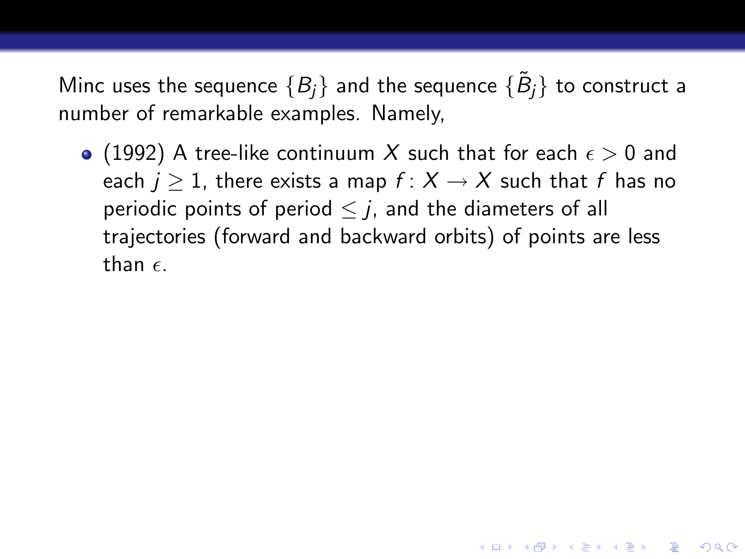Minc uses the sequence $\{B_j\}$ and the sequence $\{\tilde{B}_j\}$ to construct a number of remarkable examples. Namely,

- (1992) A tree-like continuum $X$ such that for each $\epsilon > 0$ and each $j \geq 1$, there exists a map $f\colon X \to X$ such that $f$ has no periodic points of period $\leq j$, and the diameters of all trajectories (forward and backward orbits) of points are less than $\epsilon$.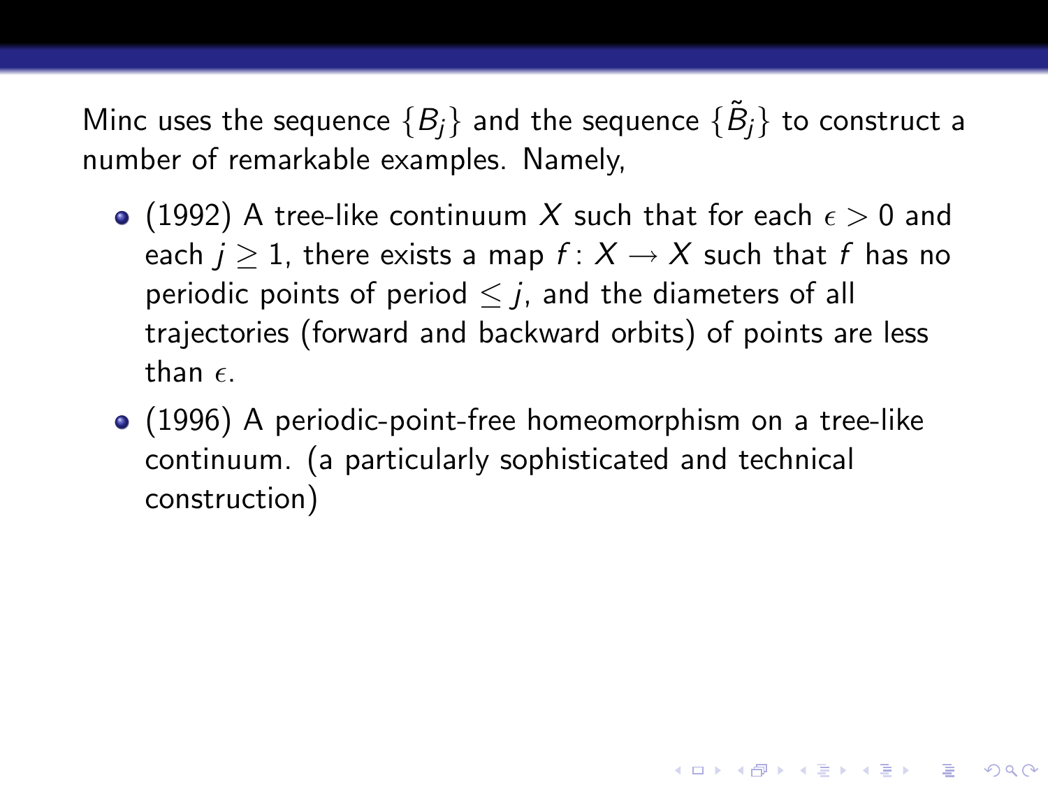Minc uses the sequence $\{B_j\}$ and the sequence $\{\tilde{B}_j\}$ to construct a number of remarkable examples. Namely,

- (1992) A tree-like continuum $X$ such that for each $\epsilon > 0$ and each $j \geq 1$, there exists a map $f: X \to X$ such that $f$ has no periodic points of period $\leq j$, and the diameters of all trajectories (forward and backward orbits) of points are less than $\epsilon$.
- (1996) A periodic-point-free homeomorphism on a tree-like continuum. (a particularly sophisticated and technical construction)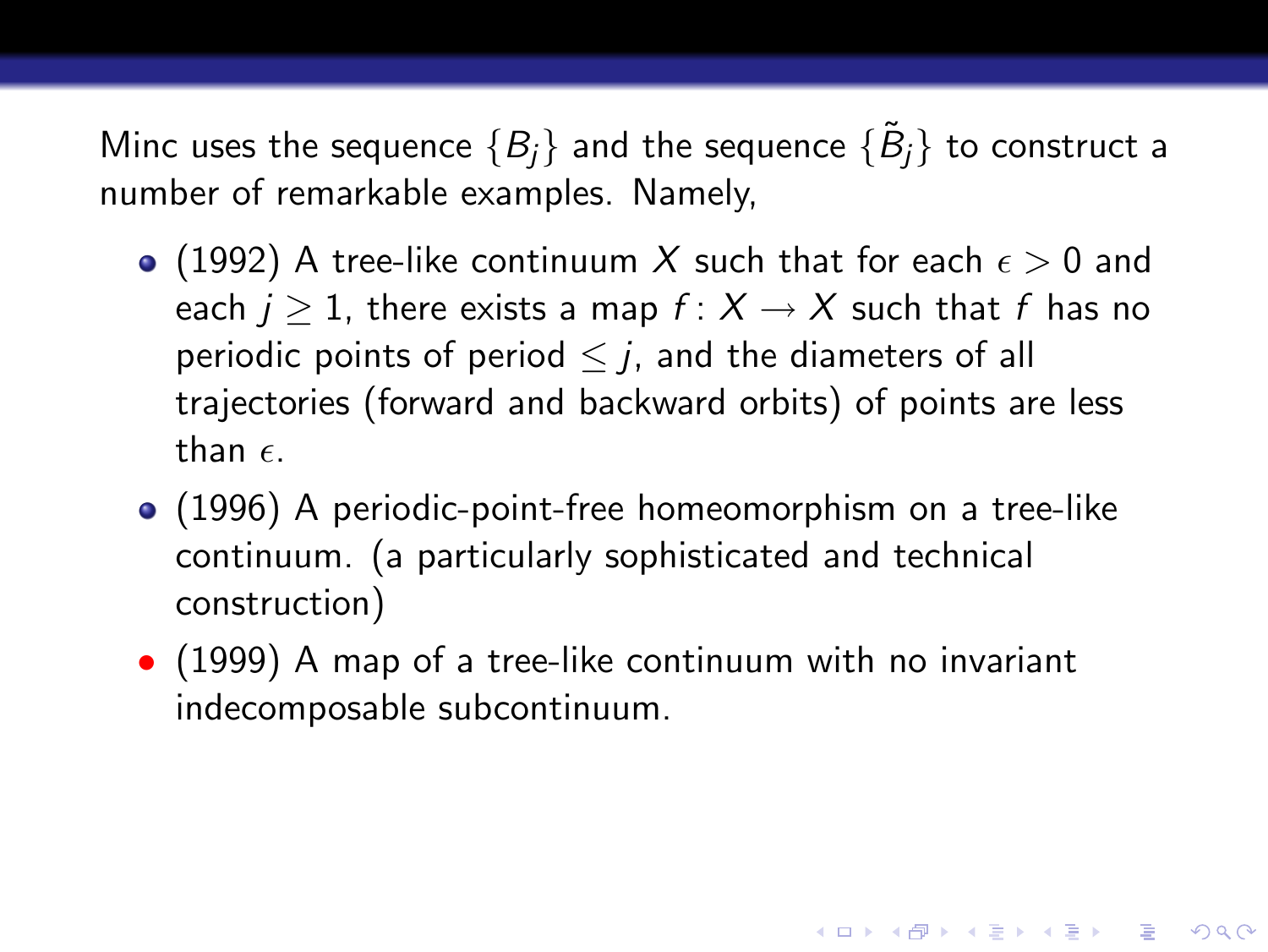Minc uses the sequence $\{B_j\}$ and the sequence $\{\tilde{B}_j\}$ to construct a number of remarkable examples. Namely,

- (1992) A tree-like continuum $X$ such that for each $\epsilon > 0$ and each $j \geq 1$, there exists a map $f \colon X \to X$ such that $f$ has no periodic points of period $\leq j$, and the diameters of all trajectories (forward and backward orbits) of points are less than $\epsilon$.
- (1996) A periodic-point-free homeomorphism on a tree-like continuum. (a particularly sophisticated and technical construction)
- (1999) A map of a tree-like continuum with no invariant indecomposable subcontinuum.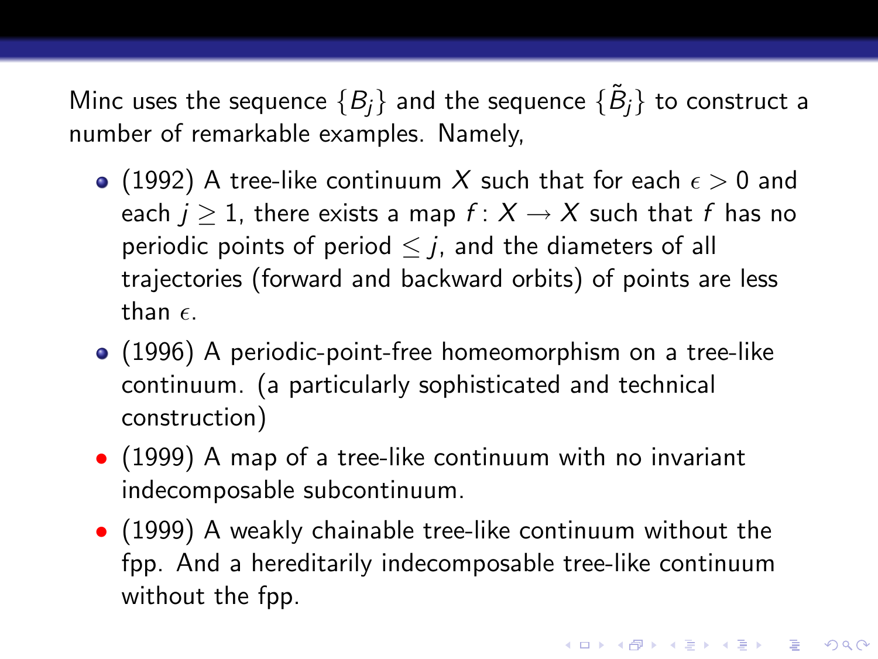Minc uses the sequence $\{B_j\}$ and the sequence $\{\tilde{B}_j\}$ to construct a number of remarkable examples. Namely,

- (1992) A tree-like continuum $X$ such that for each $\epsilon > 0$ and each $j \geq 1$, there exists a map $f \colon X \to X$ such that $f$ has no periodic points of period $\leq j$, and the diameters of all trajectories (forward and backward orbits) of points are less than $\epsilon$.
- (1996) A periodic-point-free homeomorphism on a tree-like continuum. (a particularly sophisticated and technical construction)
- (1999) A map of a tree-like continuum with no invariant indecomposable subcontinuum.
- (1999) A weakly chainable tree-like continuum without the fpp. And a hereditarily indecomposable tree-like continuum without the fpp.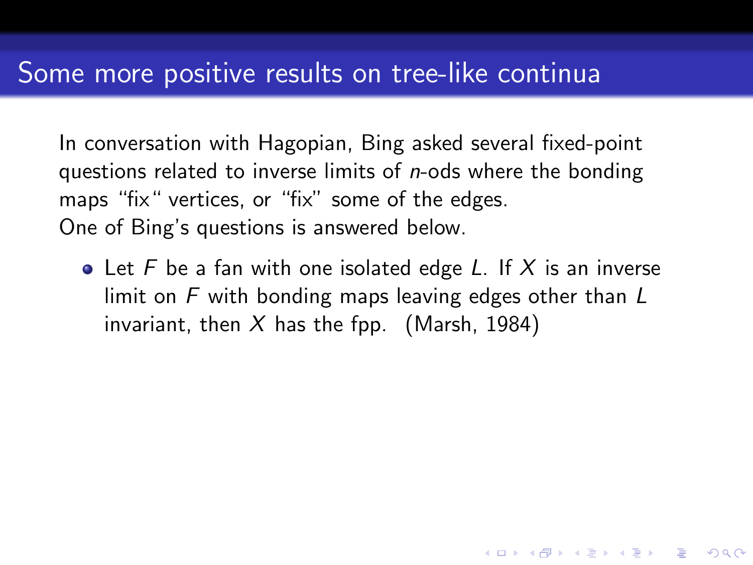## Some more positive results on tree-like continua

In conversation with Hagopian, Bing asked several fixed-point questions related to inverse limits of $n$-ods where the bonding maps "fix" vertices, or "fix" some of the edges.
One of Bing's questions is answered below.

- Let $F$ be a fan with one isolated edge $L$. If $X$ is an inverse limit on $F$ with bonding maps leaving edges other than $L$ invariant, then $X$ has the fpp. (Marsh, 1984)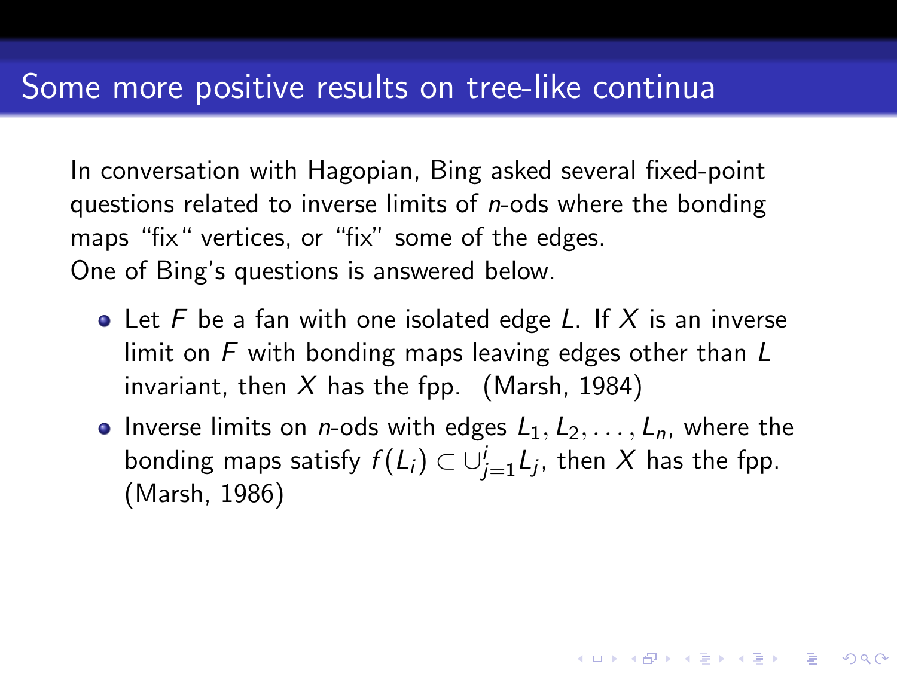# Some more positive results on tree-like continua

In conversation with Hagopian, Bing asked several fixed-point questions related to inverse limits of $n$-ods where the bonding maps "fix" vertices, or "fix" some of the edges.
One of Bing's questions is answered below.

- Let $F$ be a fan with one isolated edge $L$. If $X$ is an inverse limit on $F$ with bonding maps leaving edges other than $L$ invariant, then $X$ has the fpp. (Marsh, 1984)
- Inverse limits on $n$-ods with edges $L_1, L_2, \ldots, L_n$, where the bonding maps satisfy $f(L_i) \subset \cup_{j=1}^{i} L_j$, then $X$ has the fpp. (Marsh, 1986)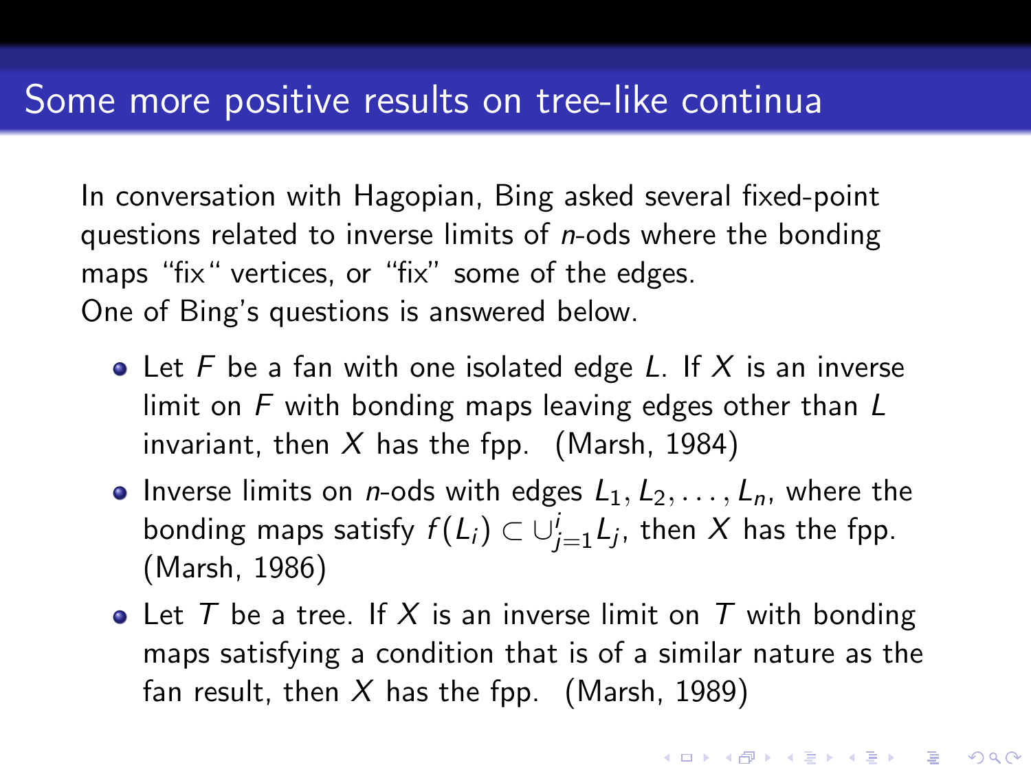# Some more positive results on tree-like continua

In conversation with Hagopian, Bing asked several fixed-point questions related to inverse limits of $n$-ods where the bonding maps "fix" vertices, or "fix" some of the edges.
One of Bing's questions is answered below.

- Let $F$ be a fan with one isolated edge $L$. If $X$ is an inverse limit on $F$ with bonding maps leaving edges other than $L$ invariant, then $X$ has the fpp. (Marsh, 1984)
- Inverse limits on $n$-ods with edges $L_1, L_2, \ldots, L_n$, where the bonding maps satisfy $f(L_i) \subset \cup_{j=1}^{i} L_j$, then $X$ has the fpp. (Marsh, 1986)
- Let $T$ be a tree. If $X$ is an inverse limit on $T$ with bonding maps satisfying a condition that is of a similar nature as the fan result, then $X$ has the fpp. (Marsh, 1989)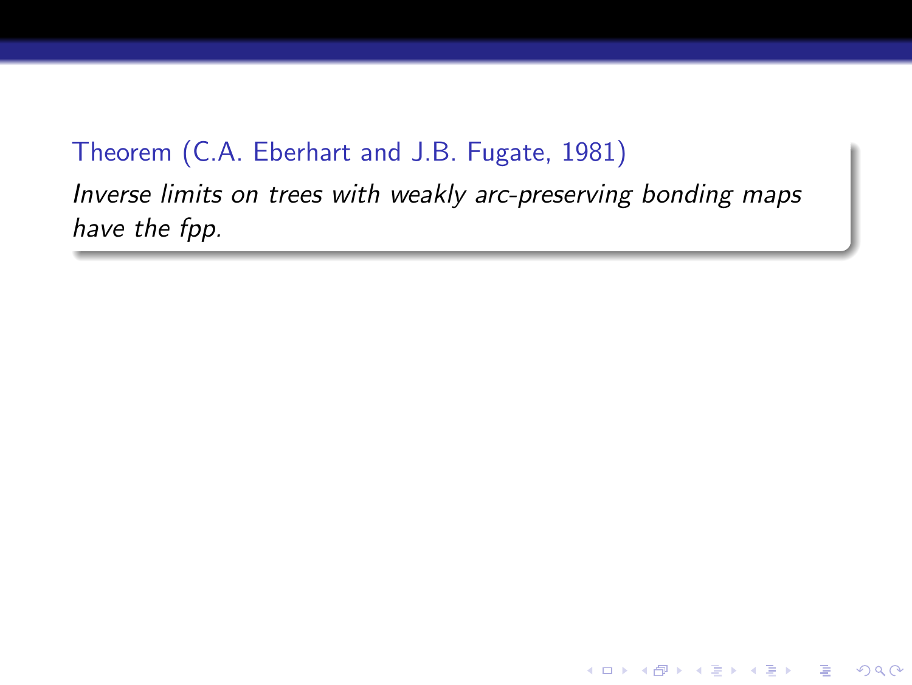**Theorem (C.A. Eberhart and J.B. Fugate, 1981)**

*Inverse limits on trees with weakly arc-preserving bonding maps have the fpp.*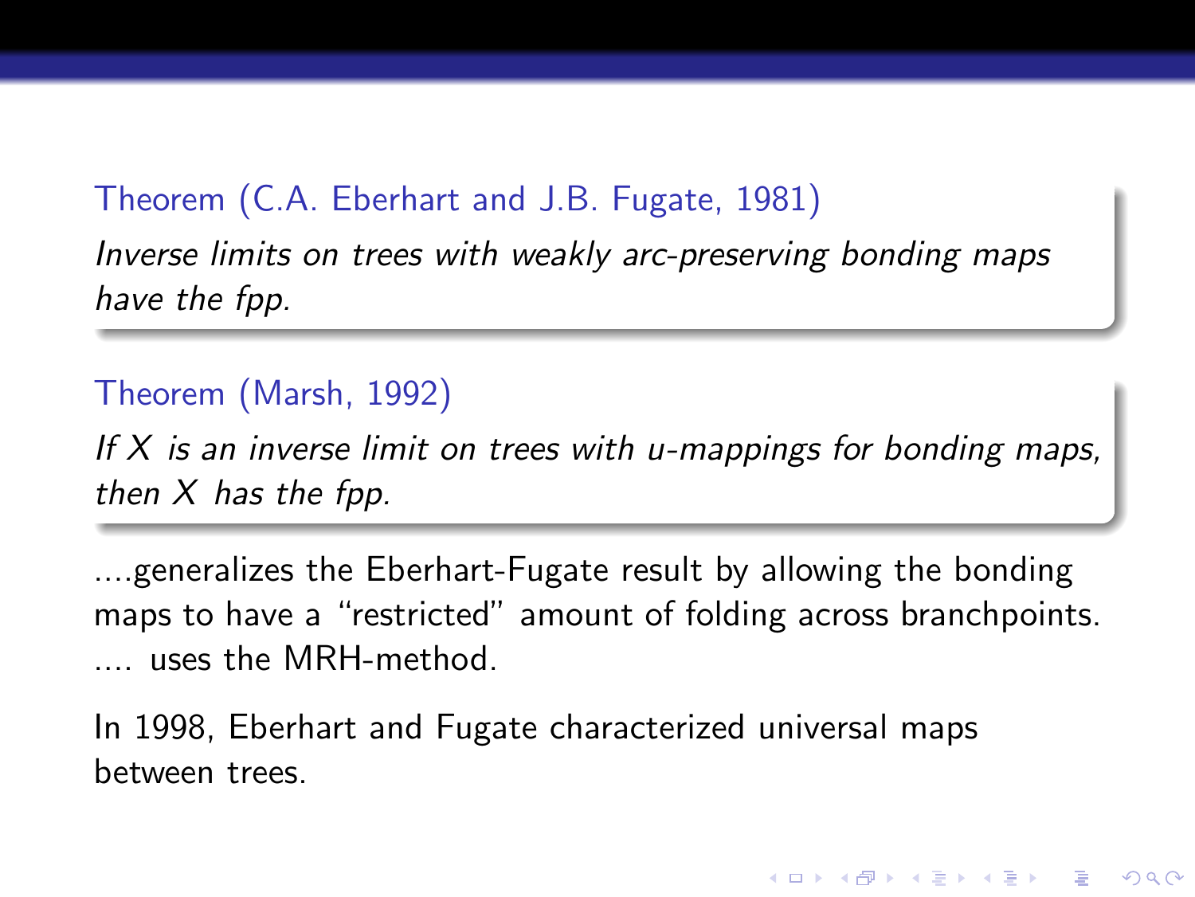**Theorem (C.A. Eberhart and J.B. Fugate, 1981)**

*Inverse limits on trees with weakly arc-preserving bonding maps have the fpp.*

**Theorem (Marsh, 1992)**

*If $X$ is an inverse limit on trees with u-mappings for bonding maps, then $X$ has the fpp.*

....generalizes the Eberhart-Fugate result by allowing the bonding maps to have a "restricted" amount of folding across branchpoints. .... uses the MRH-method.

In 1998, Eberhart and Fugate characterized universal maps between trees.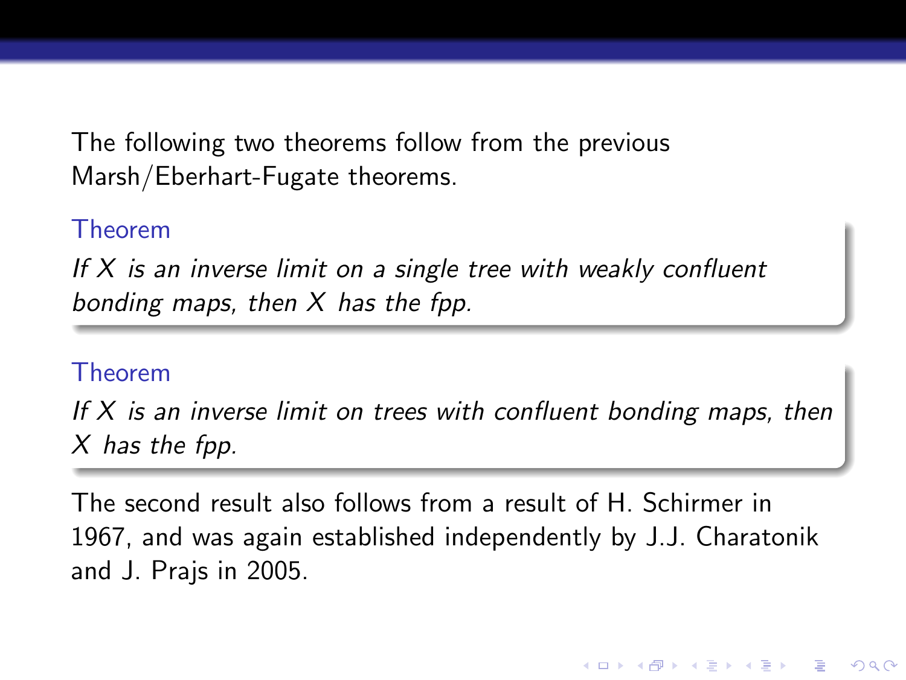The following two theorems follow from the previous Marsh/Eberhart-Fugate theorems.

**Theorem**

*If $X$ is an inverse limit on a single tree with weakly confluent bonding maps, then $X$ has the fpp.*

**Theorem**

*If $X$ is an inverse limit on trees with confluent bonding maps, then $X$ has the fpp.*

The second result also follows from a result of H. Schirmer in 1967, and was again established independently by J.J. Charatonik and J. Prajs in 2005.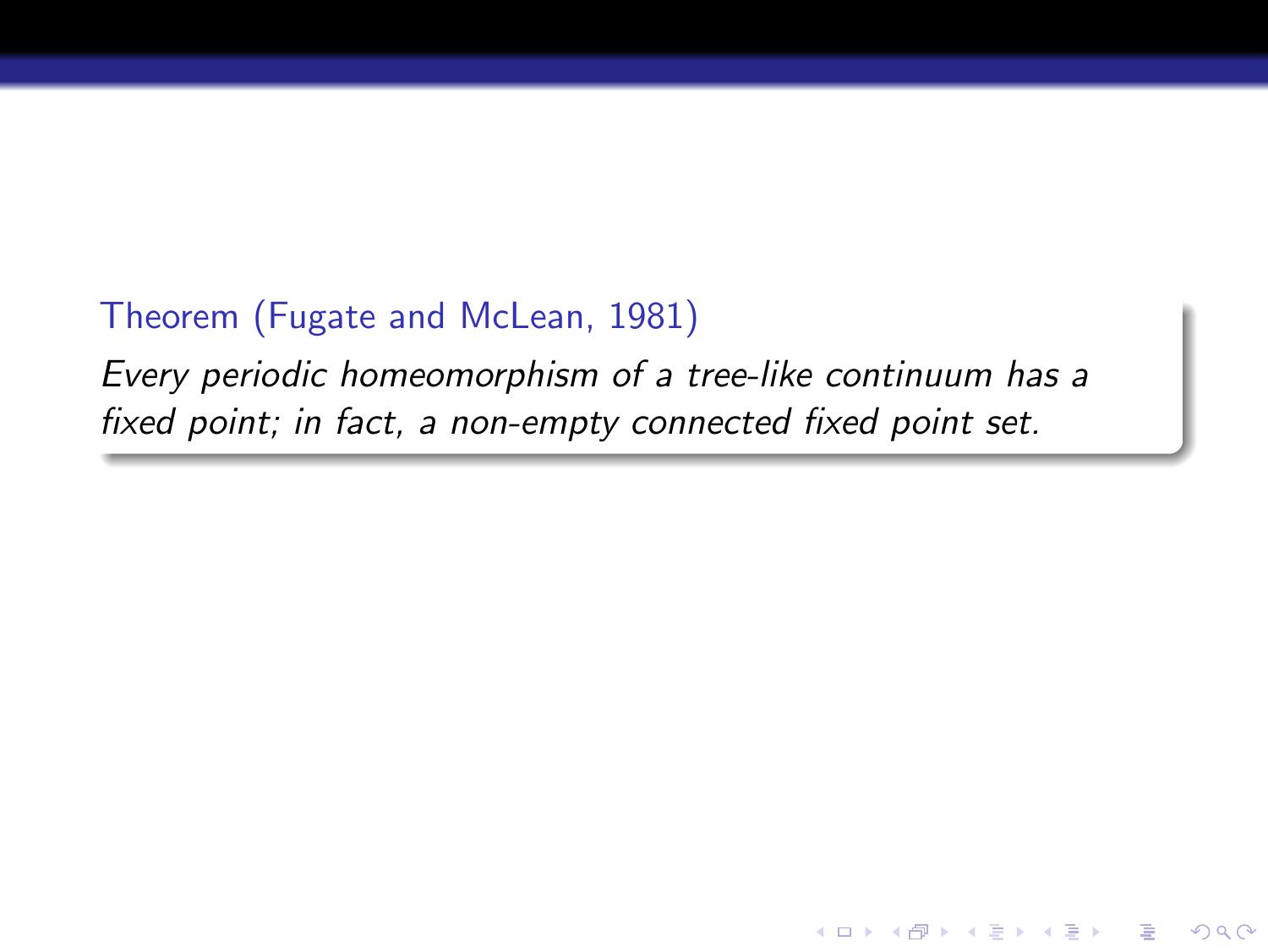**Theorem (Fugate and McLean, 1981)**

*Every periodic homeomorphism of a tree-like continuum has a fixed point; in fact, a non-empty connected fixed point set.*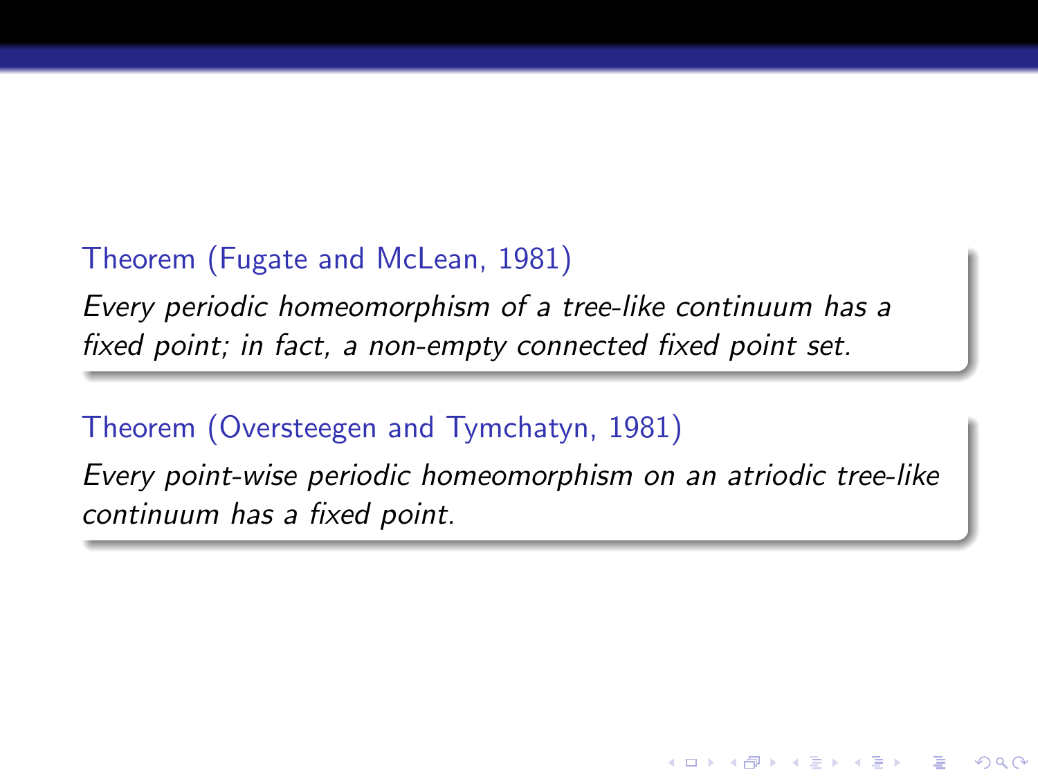**Theorem (Fugate and McLean, 1981)**

*Every periodic homeomorphism of a tree-like continuum has a fixed point; in fact, a non-empty connected fixed point set.*

**Theorem (Oversteegen and Tymchatyn, 1981)**

*Every point-wise periodic homeomorphism on an atriodic tree-like continuum has a fixed point.*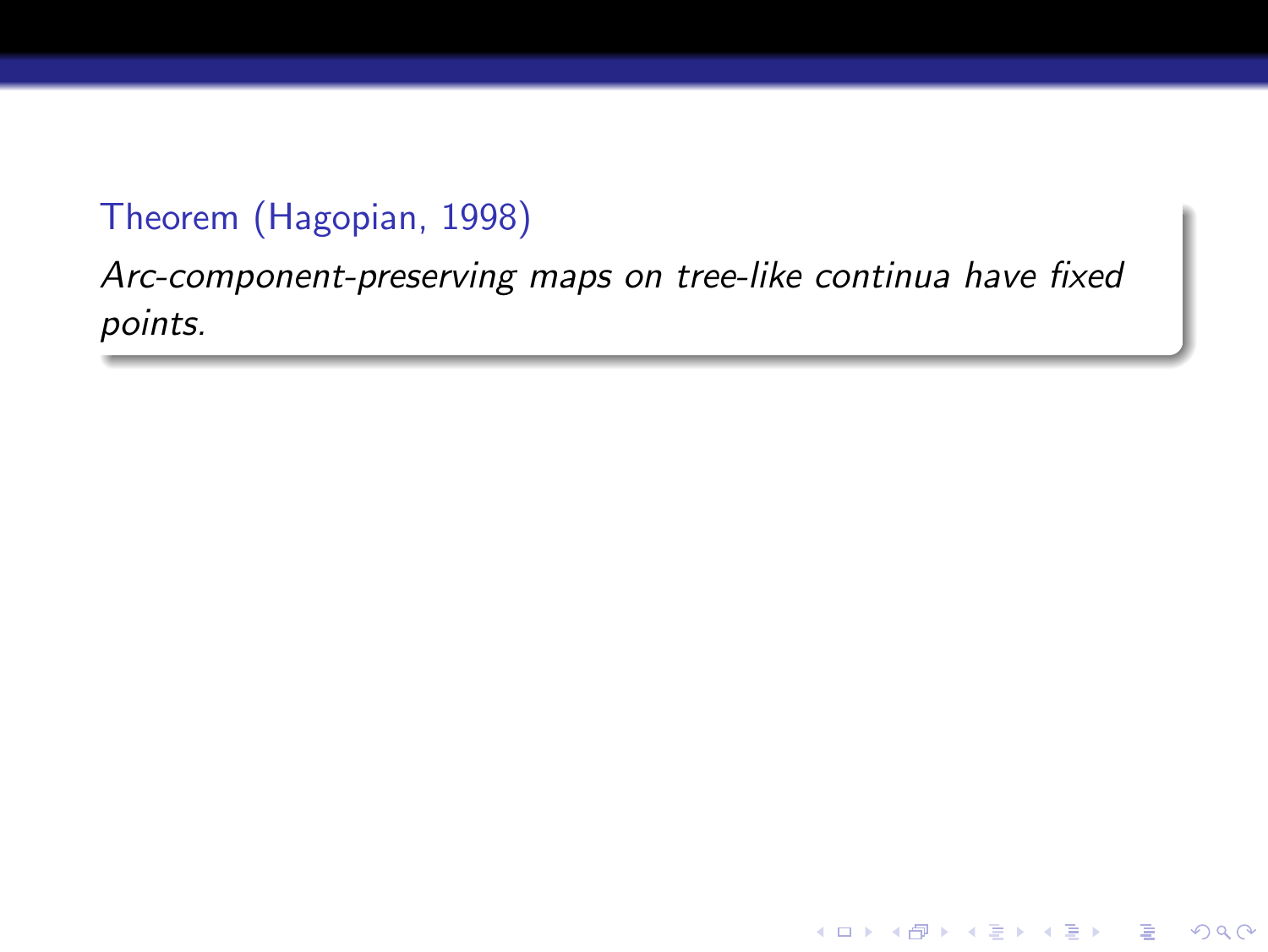**Theorem (Hagopian, 1998)**

*Arc-component-preserving maps on tree-like continua have fixed points.*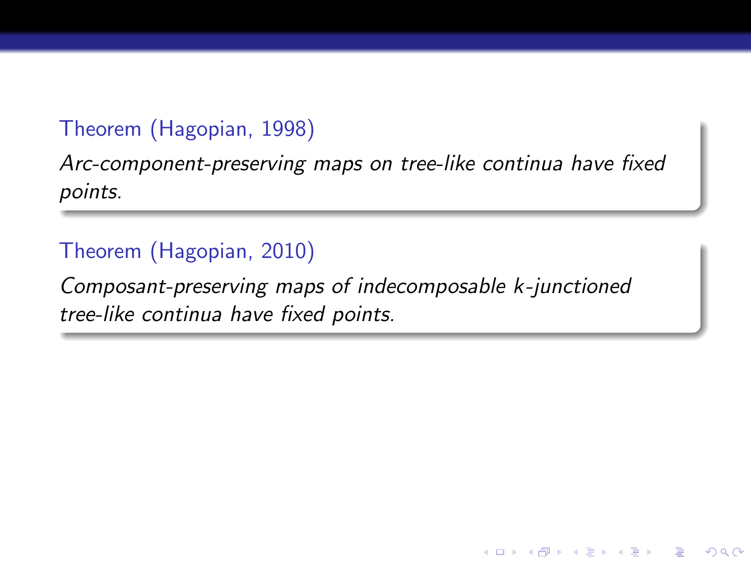**Theorem (Hagopian, 1998)**

*Arc-component-preserving maps on tree-like continua have fixed points.*

**Theorem (Hagopian, 2010)**

*Composant-preserving maps of indecomposable $k$-junctioned tree-like continua have fixed points.*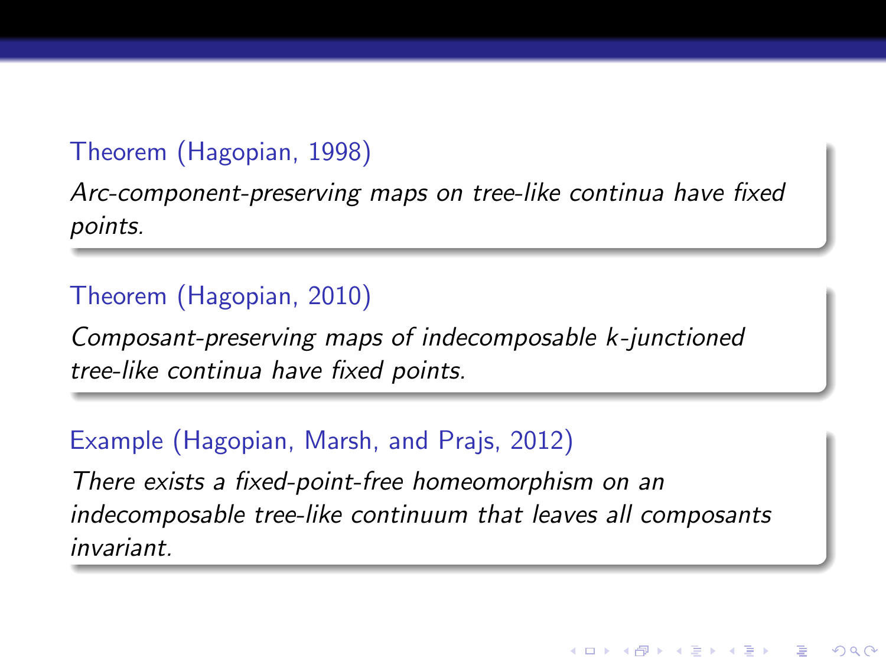**Theorem (Hagopian, 1998)**

*Arc-component-preserving maps on tree-like continua have fixed points.*

**Theorem (Hagopian, 2010)**

*Composant-preserving maps of indecomposable $k$-junctioned tree-like continua have fixed points.*

**Example (Hagopian, Marsh, and Prajs, 2012)**

*There exists a fixed-point-free homeomorphism on an indecomposable tree-like continuum that leaves all composants invariant.*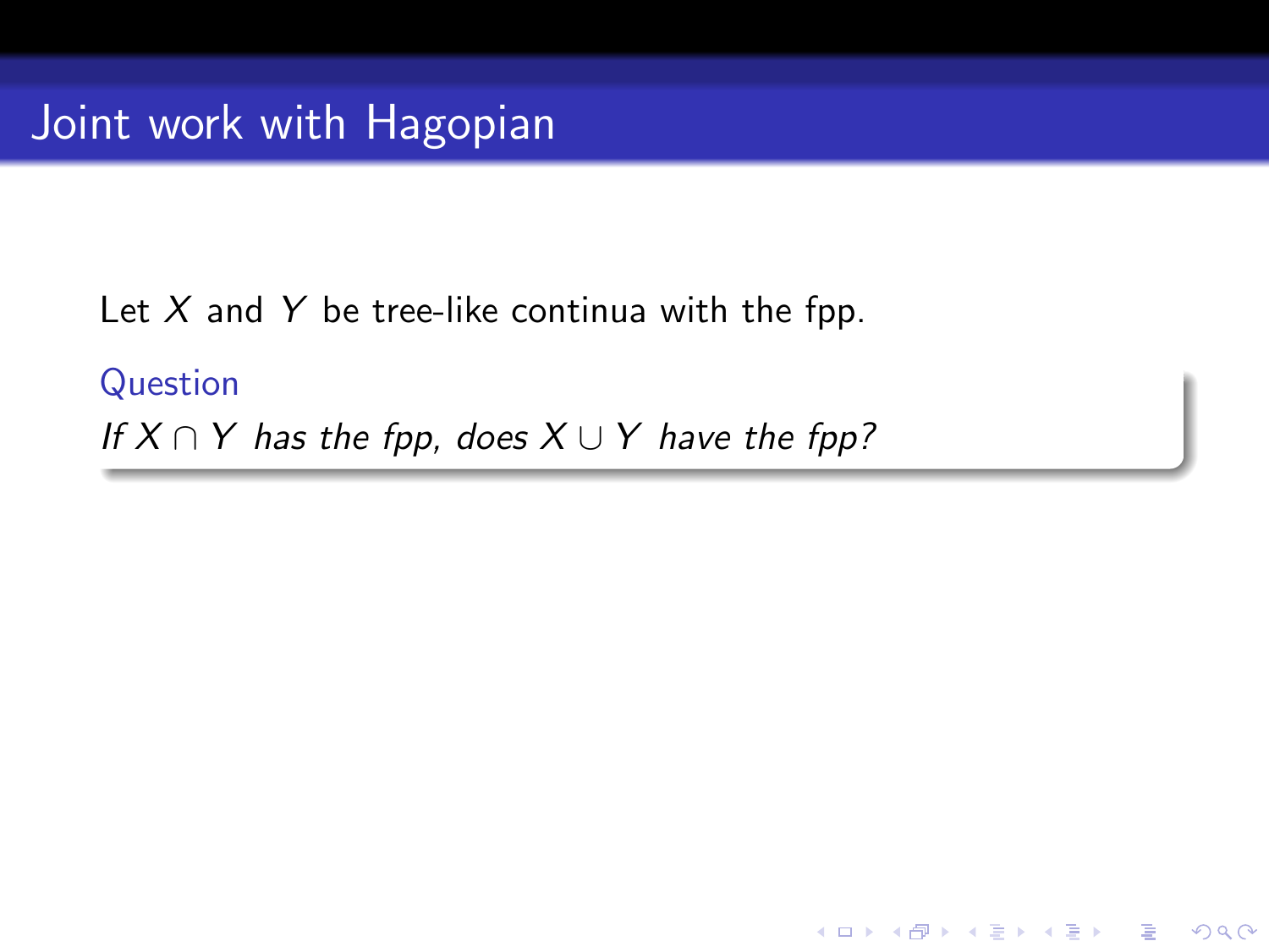# Joint work with Hagopian

Let $X$ and $Y$ be tree-like continua with the fpp.

**Question**

*If $X \cap Y$ has the fpp, does $X \cup Y$ have the fpp?*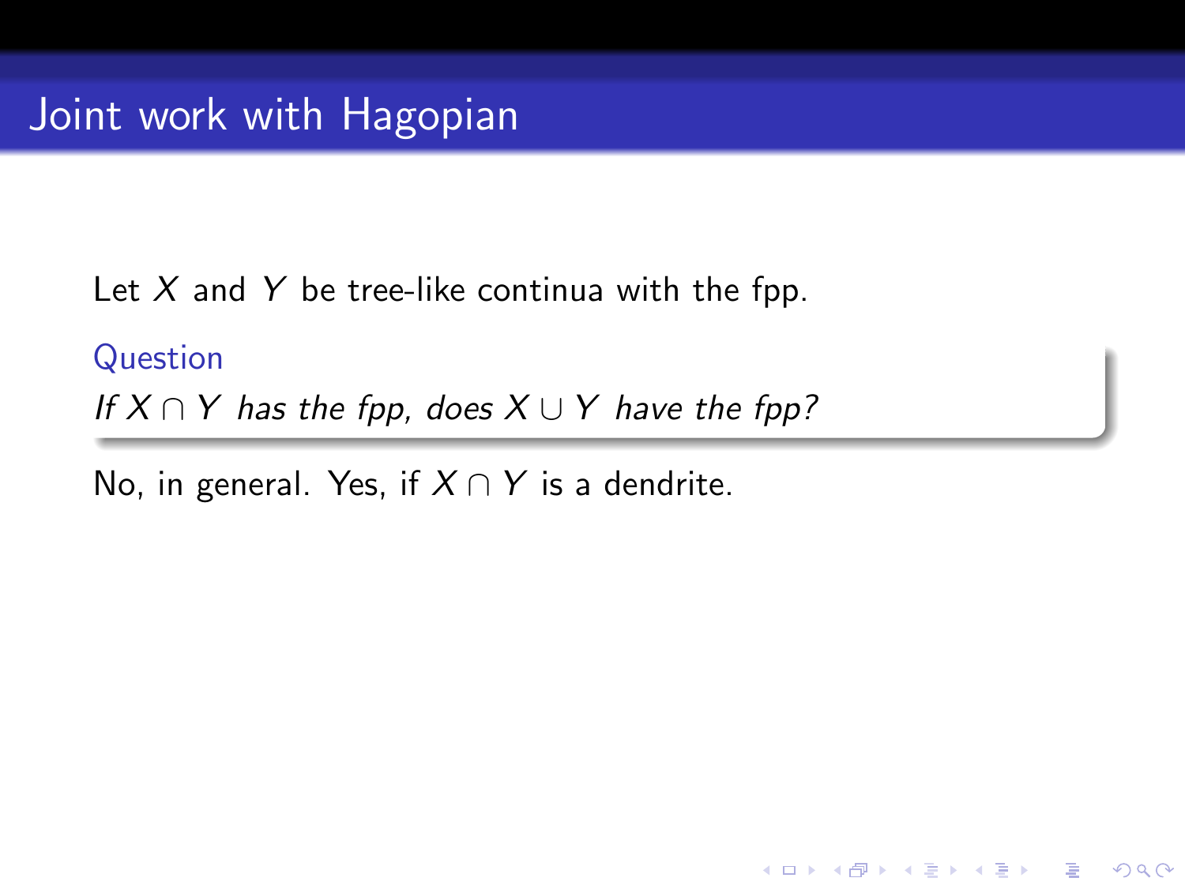# Joint work with Hagopian

Let $X$ and $Y$ be tree-like continua with the fpp.

**Question**

*If $X \cap Y$ has the fpp, does $X \cup Y$ have the fpp?*

No, in general. Yes, if $X \cap Y$ is a dendrite.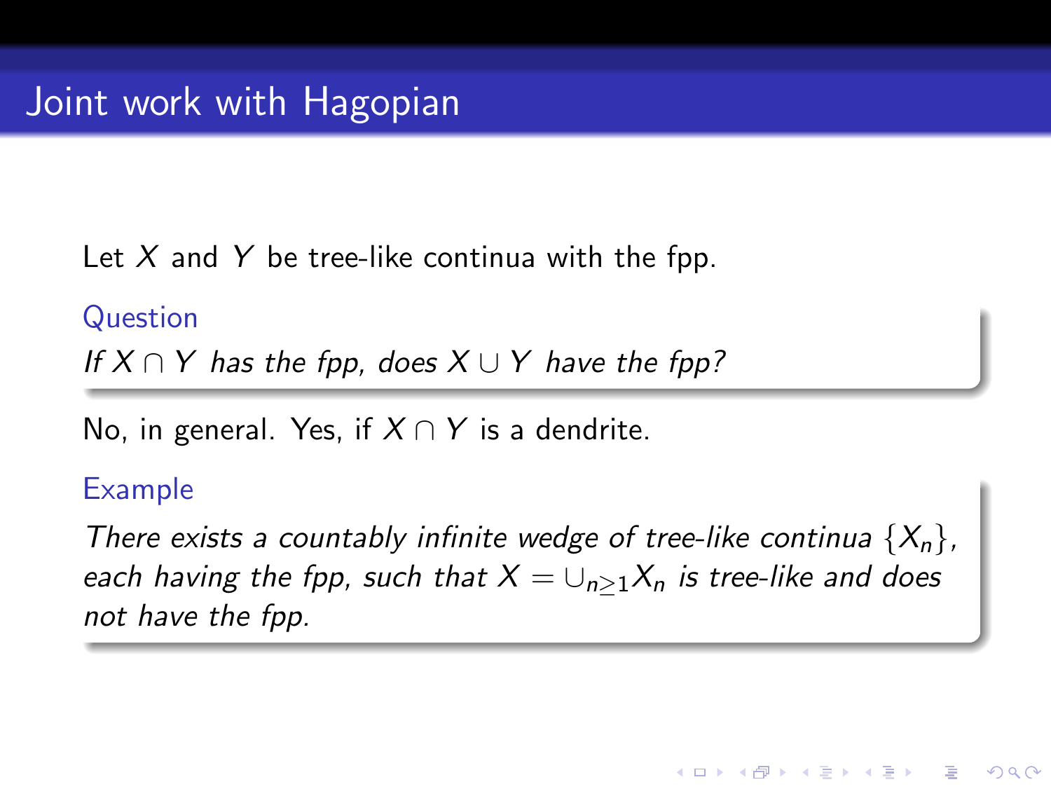# Joint work with Hagopian

Let $X$ and $Y$ be tree-like continua with the fpp.

**Question**

*If $X \cap Y$ has the fpp, does $X \cup Y$ have the fpp?*

No, in general. Yes, if $X \cap Y$ is a dendrite.

**Example**

*There exists a countably infinite wedge of tree-like continua $\{X_n\}$, each having the fpp, such that $X = \cup_{n \geq 1} X_n$ is tree-like and does not have the fpp.*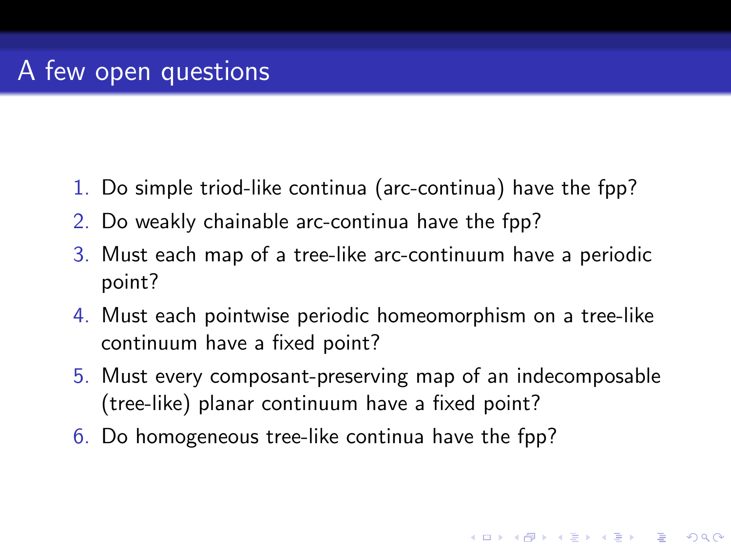# A few open questions

1. Do simple triod-like continua (arc-continua) have the fpp?
2. Do weakly chainable arc-continua have the fpp?
3. Must each map of a tree-like arc-continuum have a periodic point?
4. Must each pointwise periodic homeomorphism on a tree-like continuum have a fixed point?
5. Must every composant-preserving map of an indecomposable (tree-like) planar continuum have a fixed point?
6. Do homogeneous tree-like continua have the fpp?